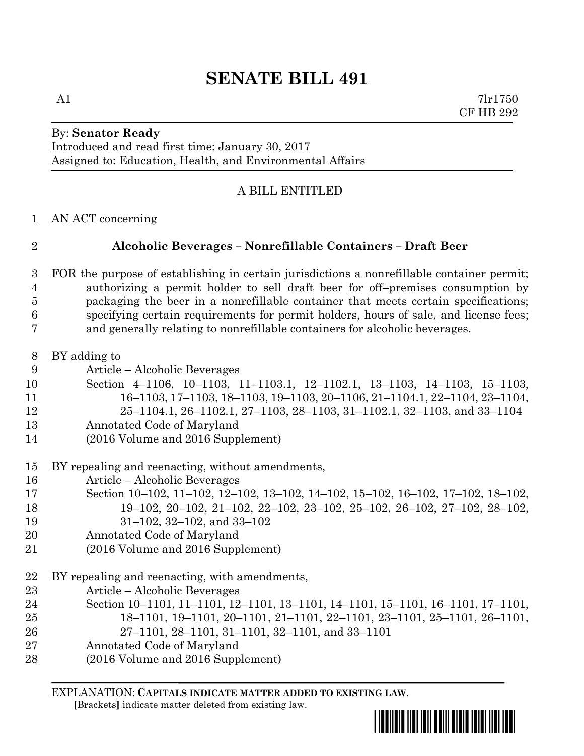# SENATE BILL 491

A1 7lr1750
CF HB 292

By: **Senator Ready**
Introduced and read first time: January 30, 2017
Assigned to: Education, Health, and Environmental Affairs

A BILL ENTITLED

1 AN ACT concerning

2 **Alcoholic Beverages – Nonrefillable Containers – Draft Beer**

3 FOR the purpose of establishing in certain jurisdictions a nonrefillable container permit;
4 authorizing a permit holder to sell draft beer for off–premises consumption by
5 packaging the beer in a nonrefillable container that meets certain specifications;
6 specifying certain requirements for permit holders, hours of sale, and license fees;
7 and generally relating to nonrefillable containers for alcoholic beverages.

8 BY adding to
9 Article – Alcoholic Beverages
10 Section 4–1106, 10–1103, 11–1103.1, 12–1102.1, 13–1103, 14–1103, 15–1103,
11 16–1103, 17–1103, 18–1103, 19–1103, 20–1106, 21–1104.1, 22–1104, 23–1104,
12 25–1104.1, 26–1102.1, 27–1103, 28–1103, 31–1102.1, 32–1103, and 33–1104
13 Annotated Code of Maryland
14 (2016 Volume and 2016 Supplement)

15 BY repealing and reenacting, without amendments,
16 Article – Alcoholic Beverages
17 Section 10–102, 11–102, 12–102, 13–102, 14–102, 15–102, 16–102, 17–102, 18–102,
18 19–102, 20–102, 21–102, 22–102, 23–102, 25–102, 26–102, 27–102, 28–102,
19 31–102, 32–102, and 33–102
20 Annotated Code of Maryland
21 (2016 Volume and 2016 Supplement)

22 BY repealing and reenacting, with amendments,
23 Article – Alcoholic Beverages
24 Section 10–1101, 11–1101, 12–1101, 13–1101, 14–1101, 15–1101, 16–1101, 17–1101,
25 18–1101, 19–1101, 20–1101, 21–1101, 22–1101, 23–1101, 25–1101, 26–1101,
26 27–1101, 28–1101, 31–1101, 32–1101, and 33–1101
27 Annotated Code of Maryland
28 (2016 Volume and 2016 Supplement)

EXPLANATION: **CAPITALS INDICATE MATTER ADDED TO EXISTING LAW.**
**[**Brackets**]** indicate matter deleted from existing law.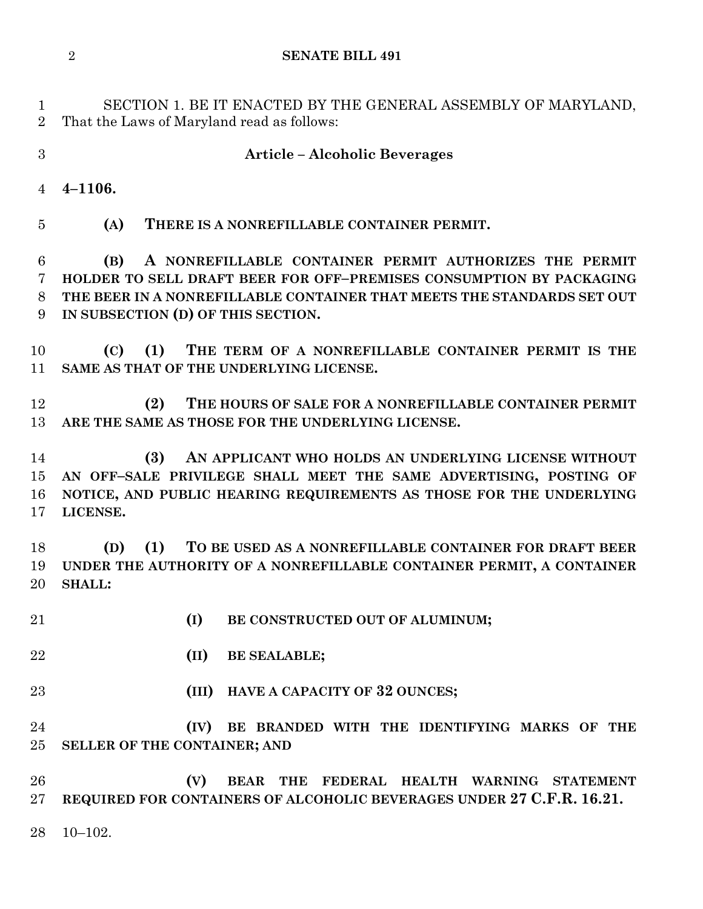SECTION 1. BE IT ENACTED BY THE GENERAL ASSEMBLY OF MARYLAND, That the Laws of Maryland read as follows:

**Article – Alcoholic Beverages**

**4–1106.**

**(A) THERE IS A NONREFILLABLE CONTAINER PERMIT.**

**(B) A NONREFILLABLE CONTAINER PERMIT AUTHORIZES THE PERMIT HOLDER TO SELL DRAFT BEER FOR OFF–PREMISES CONSUMPTION BY PACKAGING THE BEER IN A NONREFILLABLE CONTAINER THAT MEETS THE STANDARDS SET OUT IN SUBSECTION (D) OF THIS SECTION.**

**(C) (1) THE TERM OF A NONREFILLABLE CONTAINER PERMIT IS THE SAME AS THAT OF THE UNDERLYING LICENSE.**

**(2) THE HOURS OF SALE FOR A NONREFILLABLE CONTAINER PERMIT ARE THE SAME AS THOSE FOR THE UNDERLYING LICENSE.**

**(3) AN APPLICANT WHO HOLDS AN UNDERLYING LICENSE WITHOUT AN OFF–SALE PRIVILEGE SHALL MEET THE SAME ADVERTISING, POSTING OF NOTICE, AND PUBLIC HEARING REQUIREMENTS AS THOSE FOR THE UNDERLYING LICENSE.**

**(D) (1) TO BE USED AS A NONREFILLABLE CONTAINER FOR DRAFT BEER UNDER THE AUTHORITY OF A NONREFILLABLE CONTAINER PERMIT, A CONTAINER SHALL:**

**(I) BE CONSTRUCTED OUT OF ALUMINUM;**

**(II) BE SEALABLE;**

**(III) HAVE A CAPACITY OF 32 OUNCES;**

**(IV) BE BRANDED WITH THE IDENTIFYING MARKS OF THE SELLER OF THE CONTAINER; AND**

**(V) BEAR THE FEDERAL HEALTH WARNING STATEMENT REQUIRED FOR CONTAINERS OF ALCOHOLIC BEVERAGES UNDER 27 C.F.R. 16.21.**

10–102.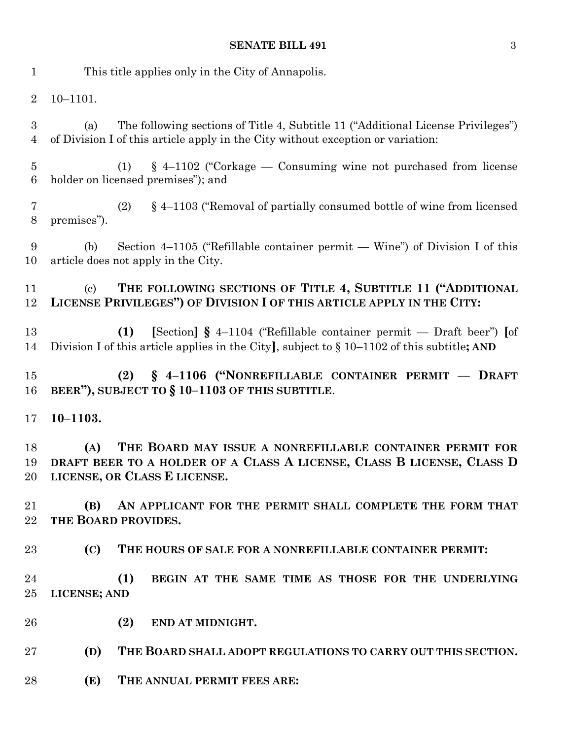This title applies only in the City of Annapolis.

10–1101.

(a) The following sections of Title 4, Subtitle 11 ("Additional License Privileges") of Division I of this article apply in the City without exception or variation:

(1) § 4–1102 ("Corkage — Consuming wine not purchased from license holder on licensed premises"); and

(2) § 4–1103 ("Removal of partially consumed bottle of wine from licensed premises").

(b) Section 4–1105 ("Refillable container permit — Wine") of Division I of this article does not apply in the City.

(c) **THE FOLLOWING SECTIONS OF TITLE 4, SUBTITLE 11 ("ADDITIONAL LICENSE PRIVILEGES") OF DIVISION I OF THIS ARTICLE APPLY IN THE CITY:**

**(1)** **[**Section**] §** 4–1104 ("Refillable container permit — Draft beer") **[**of Division I of this article applies in the City**]**, subject to § 10–1102 of this subtitle**; AND**

**(2) § 4–1106 ("NONREFILLABLE CONTAINER PERMIT — DRAFT BEER"), SUBJECT TO § 10–1103 OF THIS SUBTITLE**.

**10–1103.**

**(A) THE BOARD MAY ISSUE A NONREFILLABLE CONTAINER PERMIT FOR DRAFT BEER TO A HOLDER OF A CLASS A LICENSE, CLASS B LICENSE, CLASS D LICENSE, OR CLASS E LICENSE.**

**(B) AN APPLICANT FOR THE PERMIT SHALL COMPLETE THE FORM THAT THE BOARD PROVIDES.**

**(C) THE HOURS OF SALE FOR A NONREFILLABLE CONTAINER PERMIT:**

**(1) BEGIN AT THE SAME TIME AS THOSE FOR THE UNDERLYING LICENSE; AND**

**(2) END AT MIDNIGHT.**

**(D) THE BOARD SHALL ADOPT REGULATIONS TO CARRY OUT THIS SECTION.**

**(E) THE ANNUAL PERMIT FEES ARE:**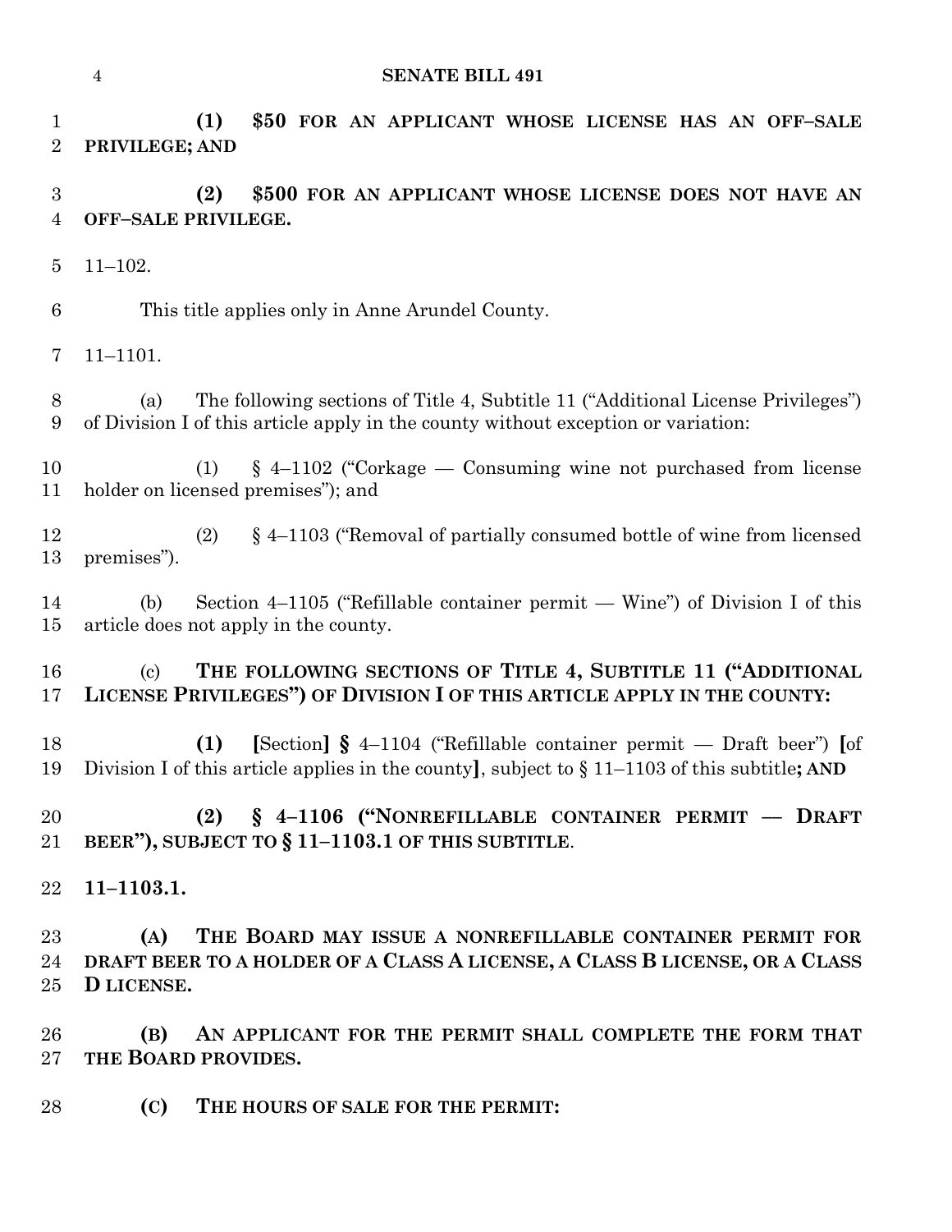**(1) $50 FOR AN APPLICANT WHOSE LICENSE HAS AN OFF–SALE PRIVILEGE; AND**

**(2) $500 FOR AN APPLICANT WHOSE LICENSE DOES NOT HAVE AN OFF–SALE PRIVILEGE.**

11–102.

This title applies only in Anne Arundel County.

11–1101.

(a) The following sections of Title 4, Subtitle 11 ("Additional License Privileges") of Division I of this article apply in the county without exception or variation:

(1) § 4–1102 ("Corkage — Consuming wine not purchased from license holder on licensed premises"); and

(2) § 4–1103 ("Removal of partially consumed bottle of wine from licensed premises").

(b) Section 4–1105 ("Refillable container permit — Wine") of Division I of this article does not apply in the county.

(c) **THE FOLLOWING SECTIONS OF TITLE 4, SUBTITLE 11 ("ADDITIONAL LICENSE PRIVILEGES") OF DIVISION I OF THIS ARTICLE APPLY IN THE COUNTY:**

**(1)** **[**Section**]** **§** 4–1104 ("Refillable container permit — Draft beer") **[**of Division I of this article applies in the county**]**, subject to § 11–1103 of this subtitle**; AND**

**(2) § 4–1106 ("NONREFILLABLE CONTAINER PERMIT — DRAFT BEER"), SUBJECT TO § 11–1103.1 OF THIS SUBTITLE**.

**11–1103.1.**

**(A) THE BOARD MAY ISSUE A NONREFILLABLE CONTAINER PERMIT FOR DRAFT BEER TO A HOLDER OF A CLASS A LICENSE, A CLASS B LICENSE, OR A CLASS D LICENSE.**

**(B) AN APPLICANT FOR THE PERMIT SHALL COMPLETE THE FORM THAT THE BOARD PROVIDES.**

**(C) THE HOURS OF SALE FOR THE PERMIT:**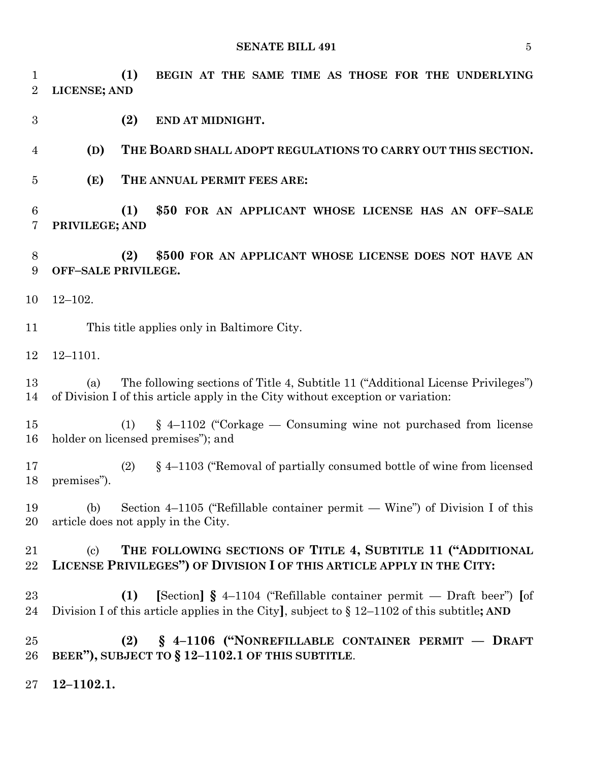**(1) BEGIN AT THE SAME TIME AS THOSE FOR THE UNDERLYING LICENSE; AND**

**(2) END AT MIDNIGHT.**

**(D) THE BOARD SHALL ADOPT REGULATIONS TO CARRY OUT THIS SECTION.**

**(E) THE ANNUAL PERMIT FEES ARE:**

**(1) $50 FOR AN APPLICANT WHOSE LICENSE HAS AN OFF–SALE PRIVILEGE; AND**

**(2) $500 FOR AN APPLICANT WHOSE LICENSE DOES NOT HAVE AN OFF–SALE PRIVILEGE.**

12–102.

This title applies only in Baltimore City.

12–1101.

(a) The following sections of Title 4, Subtitle 11 ("Additional License Privileges") of Division I of this article apply in the City without exception or variation:

(1) § 4–1102 ("Corkage — Consuming wine not purchased from license holder on licensed premises"); and

(2) § 4–1103 ("Removal of partially consumed bottle of wine from licensed premises").

(b) Section 4–1105 ("Refillable container permit — Wine") of Division I of this article does not apply in the City.

(c) **THE FOLLOWING SECTIONS OF TITLE 4, SUBTITLE 11 ("ADDITIONAL LICENSE PRIVILEGES") OF DIVISION I OF THIS ARTICLE APPLY IN THE CITY:**

**(1)** **[**Section**]** **§** 4–1104 ("Refillable container permit — Draft beer") **[**of Division I of this article applies in the City**]**, subject to § 12–1102 of this subtitle**; AND**

**(2) § 4–1106 ("NONREFILLABLE CONTAINER PERMIT — DRAFT BEER"), SUBJECT TO § 12–1102.1 OF THIS SUBTITLE**.

**12–1102.1.**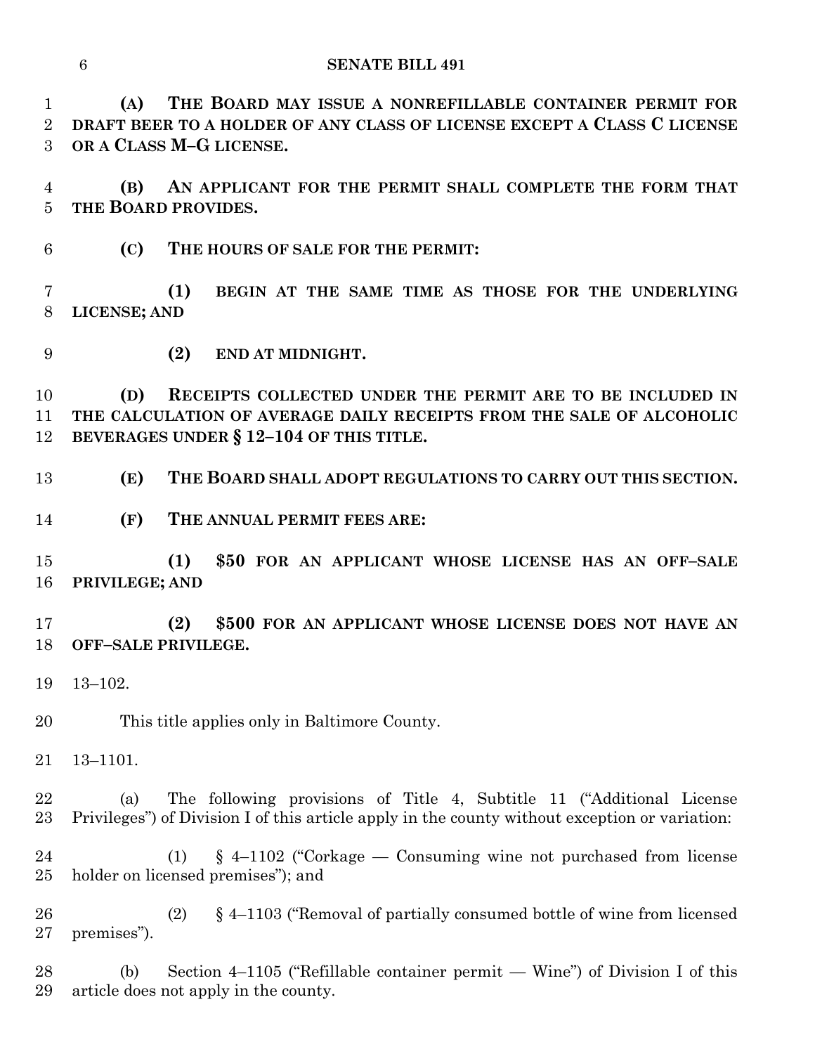**(A) THE BOARD MAY ISSUE A NONREFILLABLE CONTAINER PERMIT FOR DRAFT BEER TO A HOLDER OF ANY CLASS OF LICENSE EXCEPT A CLASS C LICENSE OR A CLASS M–G LICENSE.**

**(B) AN APPLICANT FOR THE PERMIT SHALL COMPLETE THE FORM THAT THE BOARD PROVIDES.**

**(C) THE HOURS OF SALE FOR THE PERMIT:**

**(1) BEGIN AT THE SAME TIME AS THOSE FOR THE UNDERLYING LICENSE; AND**

**(2) END AT MIDNIGHT.**

**(D) RECEIPTS COLLECTED UNDER THE PERMIT ARE TO BE INCLUDED IN THE CALCULATION OF AVERAGE DAILY RECEIPTS FROM THE SALE OF ALCOHOLIC BEVERAGES UNDER § 12–104 OF THIS TITLE.**

**(E) THE BOARD SHALL ADOPT REGULATIONS TO CARRY OUT THIS SECTION.**

**(F) THE ANNUAL PERMIT FEES ARE:**

**(1) $50 FOR AN APPLICANT WHOSE LICENSE HAS AN OFF–SALE PRIVILEGE; AND**

**(2) $500 FOR AN APPLICANT WHOSE LICENSE DOES NOT HAVE AN OFF–SALE PRIVILEGE.**

13–102.

This title applies only in Baltimore County.

13–1101.

(a) The following provisions of Title 4, Subtitle 11 ("Additional License Privileges") of Division I of this article apply in the county without exception or variation:

(1) § 4–1102 ("Corkage — Consuming wine not purchased from license holder on licensed premises"); and

(2) § 4–1103 ("Removal of partially consumed bottle of wine from licensed premises").

(b) Section 4–1105 ("Refillable container permit — Wine") of Division I of this article does not apply in the county.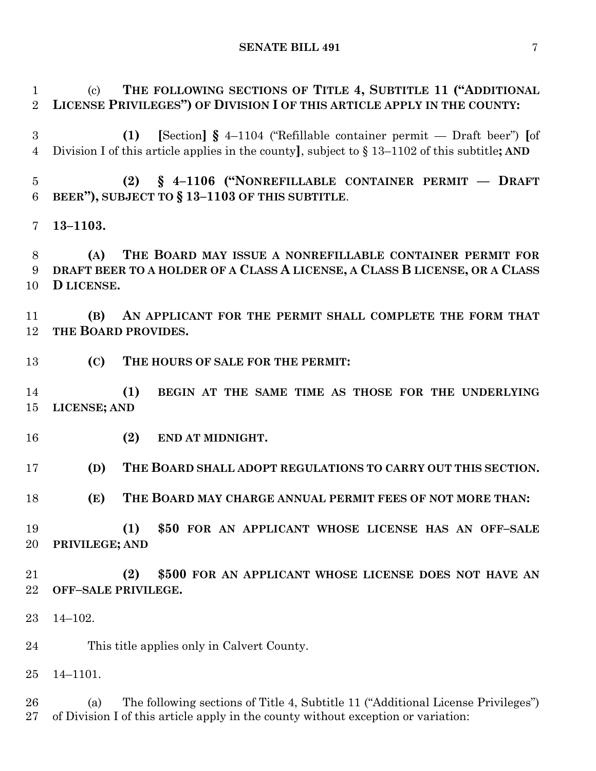(c) **THE FOLLOWING SECTIONS OF TITLE 4, SUBTITLE 11 ("ADDITIONAL LICENSE PRIVILEGES") OF DIVISION I OF THIS ARTICLE APPLY IN THE COUNTY:**

**(1)** **[**Section**]** **§** 4–1104 ("Refillable container permit — Draft beer") **[**of Division I of this article applies in the county**]**, subject to § 13–1102 of this subtitle**; AND**

**(2) § 4–1106 ("NONREFILLABLE CONTAINER PERMIT — DRAFT BEER"), SUBJECT TO § 13–1103 OF THIS SUBTITLE**.

**13–1103.**

**(A) THE BOARD MAY ISSUE A NONREFILLABLE CONTAINER PERMIT FOR DRAFT BEER TO A HOLDER OF A CLASS A LICENSE, A CLASS B LICENSE, OR A CLASS D LICENSE.**

**(B) AN APPLICANT FOR THE PERMIT SHALL COMPLETE THE FORM THAT THE BOARD PROVIDES.**

**(C) THE HOURS OF SALE FOR THE PERMIT:**

**(1) BEGIN AT THE SAME TIME AS THOSE FOR THE UNDERLYING LICENSE; AND**

**(2) END AT MIDNIGHT.**

**(D) THE BOARD SHALL ADOPT REGULATIONS TO CARRY OUT THIS SECTION.**

**(E) THE BOARD MAY CHARGE ANNUAL PERMIT FEES OF NOT MORE THAN:**

**(1) $50 FOR AN APPLICANT WHOSE LICENSE HAS AN OFF–SALE PRIVILEGE; AND**

**(2) $500 FOR AN APPLICANT WHOSE LICENSE DOES NOT HAVE AN OFF–SALE PRIVILEGE.**

14–102.

This title applies only in Calvert County.

14–1101.

(a) The following sections of Title 4, Subtitle 11 ("Additional License Privileges") of Division I of this article apply in the county without exception or variation: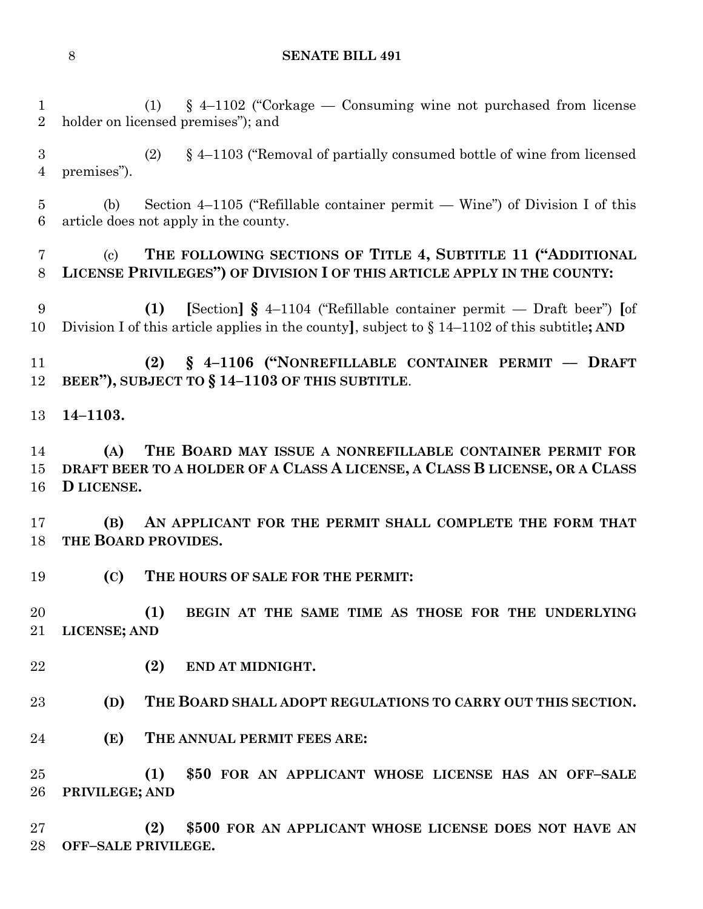(1) § 4–1102 ("Corkage — Consuming wine not purchased from license holder on licensed premises"); and

(2) § 4–1103 ("Removal of partially consumed bottle of wine from licensed premises").

(b) Section 4–1105 ("Refillable container permit — Wine") of Division I of this article does not apply in the county.

(c) **THE FOLLOWING SECTIONS OF TITLE 4, SUBTITLE 11 ("ADDITIONAL LICENSE PRIVILEGES") OF DIVISION I OF THIS ARTICLE APPLY IN THE COUNTY:**

**(1)** [Section] **§** 4–1104 ("Refillable container permit — Draft beer") [of Division I of this article applies in the county], subject to § 14–1102 of this subtitle**; AND**

**(2) § 4–1106 ("NONREFILLABLE CONTAINER PERMIT — DRAFT BEER"), SUBJECT TO § 14–1103 OF THIS SUBTITLE**.

**14–1103.**

**(A) THE BOARD MAY ISSUE A NONREFILLABLE CONTAINER PERMIT FOR DRAFT BEER TO A HOLDER OF A CLASS A LICENSE, A CLASS B LICENSE, OR A CLASS D LICENSE.**

**(B) AN APPLICANT FOR THE PERMIT SHALL COMPLETE THE FORM THAT THE BOARD PROVIDES.**

**(C) THE HOURS OF SALE FOR THE PERMIT:**

**(1) BEGIN AT THE SAME TIME AS THOSE FOR THE UNDERLYING LICENSE; AND**

**(2) END AT MIDNIGHT.**

**(D) THE BOARD SHALL ADOPT REGULATIONS TO CARRY OUT THIS SECTION.**

**(E) THE ANNUAL PERMIT FEES ARE:**

**(1) $50 FOR AN APPLICANT WHOSE LICENSE HAS AN OFF–SALE PRIVILEGE; AND**

**(2) $500 FOR AN APPLICANT WHOSE LICENSE DOES NOT HAVE AN OFF–SALE PRIVILEGE.**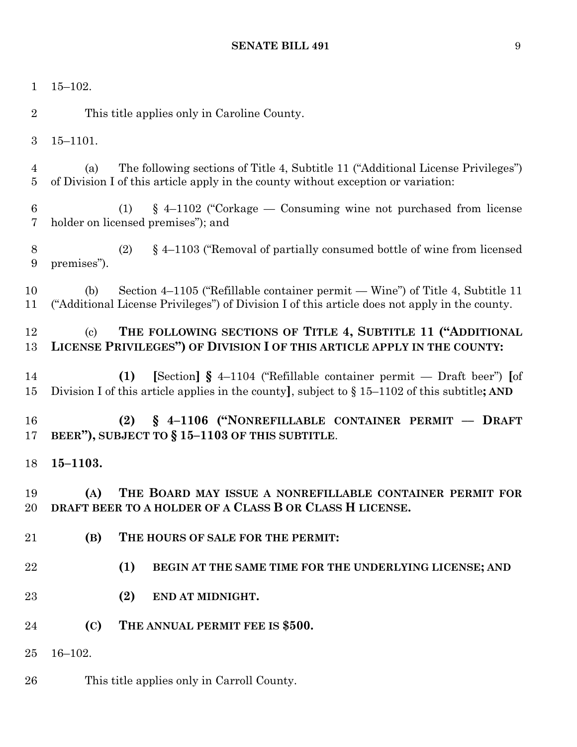15–102.

This title applies only in Caroline County.

15–1101.

(a) The following sections of Title 4, Subtitle 11 ("Additional License Privileges") of Division I of this article apply in the county without exception or variation:

(1) § 4–1102 ("Corkage — Consuming wine not purchased from license holder on licensed premises"); and

(2) § 4–1103 ("Removal of partially consumed bottle of wine from licensed premises").

(b) Section 4–1105 ("Refillable container permit — Wine") of Title 4, Subtitle 11 ("Additional License Privileges") of Division I of this article does not apply in the county.

(c) **THE FOLLOWING SECTIONS OF TITLE 4, SUBTITLE 11 ("ADDITIONAL LICENSE PRIVILEGES") OF DIVISION I OF THIS ARTICLE APPLY IN THE COUNTY:**

**(1)** **[**Section**]** **§** 4–1104 ("Refillable container permit — Draft beer") **[**of Division I of this article applies in the county**]**, subject to § 15–1102 of this subtitle**; AND**

**(2) § 4–1106 ("NONREFILLABLE CONTAINER PERMIT — DRAFT BEER"), SUBJECT TO § 15–1103 OF THIS SUBTITLE**.

**15–1103.**

**(A) THE BOARD MAY ISSUE A NONREFILLABLE CONTAINER PERMIT FOR DRAFT BEER TO A HOLDER OF A CLASS B OR CLASS H LICENSE.**

**(B) THE HOURS OF SALE FOR THE PERMIT:**

**(1) BEGIN AT THE SAME TIME FOR THE UNDERLYING LICENSE; AND**

**(2) END AT MIDNIGHT.**

**(C) THE ANNUAL PERMIT FEE IS $500.**

16–102.

This title applies only in Carroll County.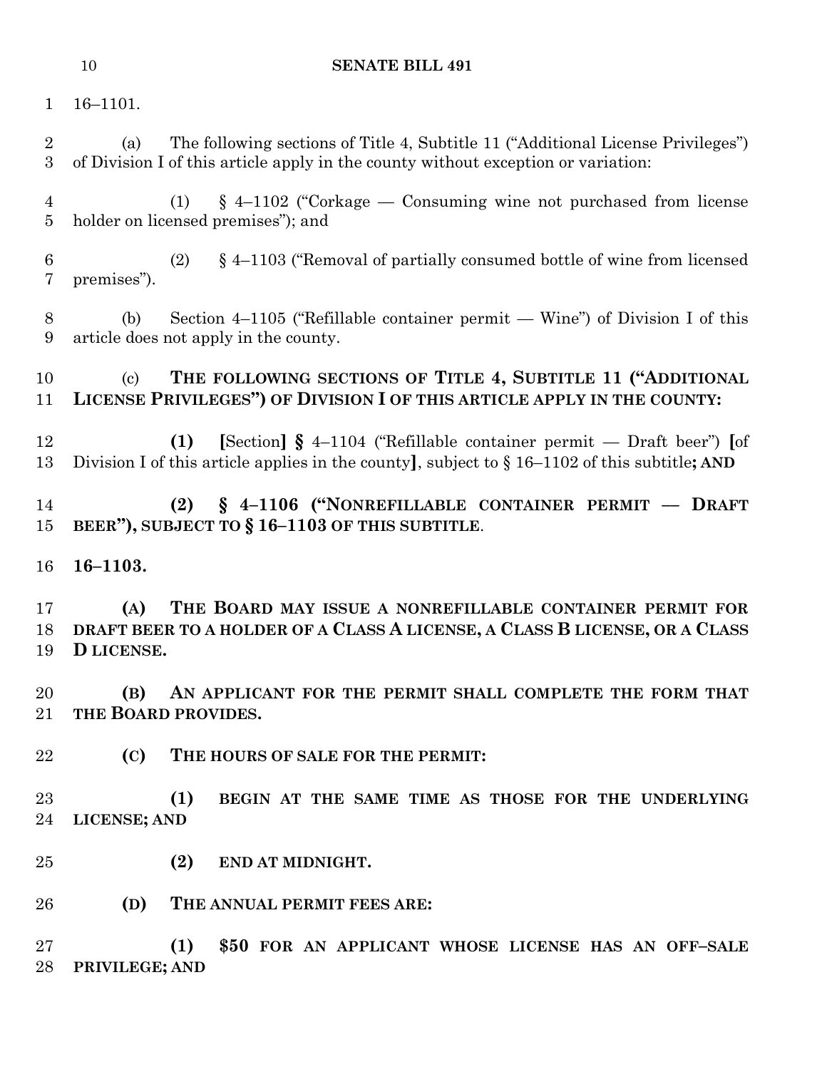16–1101.

(a) The following sections of Title 4, Subtitle 11 ("Additional License Privileges") of Division I of this article apply in the county without exception or variation:

(1) § 4–1102 ("Corkage — Consuming wine not purchased from license holder on licensed premises"); and

(2) § 4–1103 ("Removal of partially consumed bottle of wine from licensed premises").

(b) Section 4–1105 ("Refillable container permit — Wine") of Division I of this article does not apply in the county.

(c) **THE FOLLOWING SECTIONS OF TITLE 4, SUBTITLE 11 ("ADDITIONAL LICENSE PRIVILEGES") OF DIVISION I OF THIS ARTICLE APPLY IN THE COUNTY:**

**(1)** **[**Section**]** **§** 4–1104 ("Refillable container permit — Draft beer") **[**of Division I of this article applies in the county**]**, subject to § 16–1102 of this subtitle**; AND**

**(2) § 4–1106 ("NONREFILLABLE CONTAINER PERMIT — DRAFT BEER"), SUBJECT TO § 16–1103 OF THIS SUBTITLE**.

**16–1103.**

**(A) THE BOARD MAY ISSUE A NONREFILLABLE CONTAINER PERMIT FOR DRAFT BEER TO A HOLDER OF A CLASS A LICENSE, A CLASS B LICENSE, OR A CLASS D LICENSE.**

**(B) AN APPLICANT FOR THE PERMIT SHALL COMPLETE THE FORM THAT THE BOARD PROVIDES.**

**(C) THE HOURS OF SALE FOR THE PERMIT:**

**(1) BEGIN AT THE SAME TIME AS THOSE FOR THE UNDERLYING LICENSE; AND**

**(2) END AT MIDNIGHT.**

**(D) THE ANNUAL PERMIT FEES ARE:**

**(1) $50 FOR AN APPLICANT WHOSE LICENSE HAS AN OFF–SALE PRIVILEGE; AND**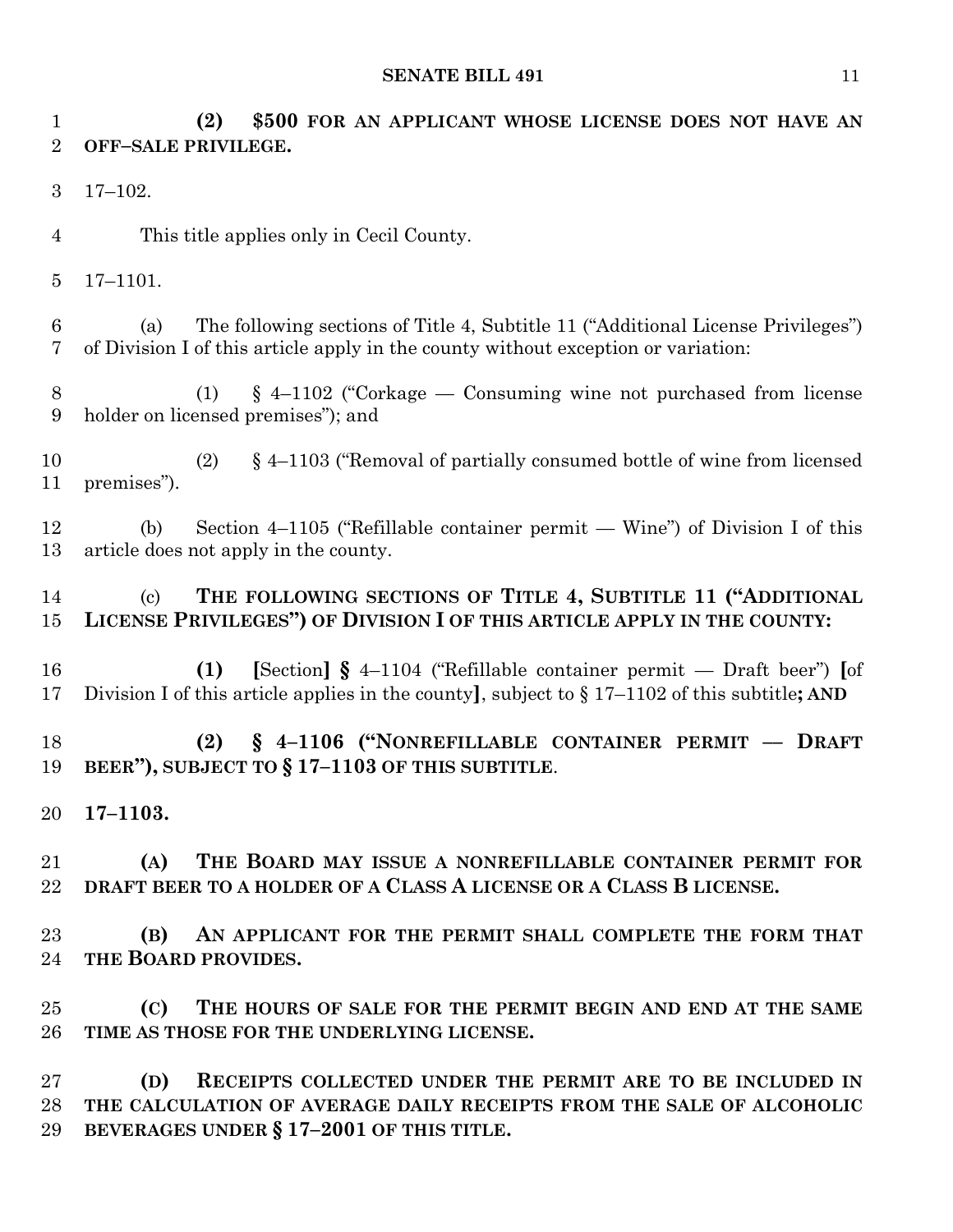**(2) $500 FOR AN APPLICANT WHOSE LICENSE DOES NOT HAVE AN OFF–SALE PRIVILEGE.**

17–102.

This title applies only in Cecil County.

17–1101.

(a) The following sections of Title 4, Subtitle 11 ("Additional License Privileges") of Division I of this article apply in the county without exception or variation:

(1) § 4–1102 ("Corkage — Consuming wine not purchased from license holder on licensed premises"); and

(2) § 4–1103 ("Removal of partially consumed bottle of wine from licensed premises").

(b) Section 4–1105 ("Refillable container permit — Wine") of Division I of this article does not apply in the county.

(c) **THE FOLLOWING SECTIONS OF TITLE 4, SUBTITLE 11 ("ADDITIONAL LICENSE PRIVILEGES") OF DIVISION I OF THIS ARTICLE APPLY IN THE COUNTY:**

**(1)** **[**Section**]** **§** 4–1104 ("Refillable container permit — Draft beer") **[**of Division I of this article applies in the county**]**, subject to § 17–1102 of this subtitle**; AND**

**(2) § 4–1106 ("NONREFILLABLE CONTAINER PERMIT — DRAFT BEER"), SUBJECT TO § 17–1103 OF THIS SUBTITLE**.

**17–1103.**

**(A) THE BOARD MAY ISSUE A NONREFILLABLE CONTAINER PERMIT FOR DRAFT BEER TO A HOLDER OF A CLASS A LICENSE OR A CLASS B LICENSE.**

**(B) AN APPLICANT FOR THE PERMIT SHALL COMPLETE THE FORM THAT THE BOARD PROVIDES.**

**(C) THE HOURS OF SALE FOR THE PERMIT BEGIN AND END AT THE SAME TIME AS THOSE FOR THE UNDERLYING LICENSE.**

**(D) RECEIPTS COLLECTED UNDER THE PERMIT ARE TO BE INCLUDED IN THE CALCULATION OF AVERAGE DAILY RECEIPTS FROM THE SALE OF ALCOHOLIC BEVERAGES UNDER § 17–2001 OF THIS TITLE.**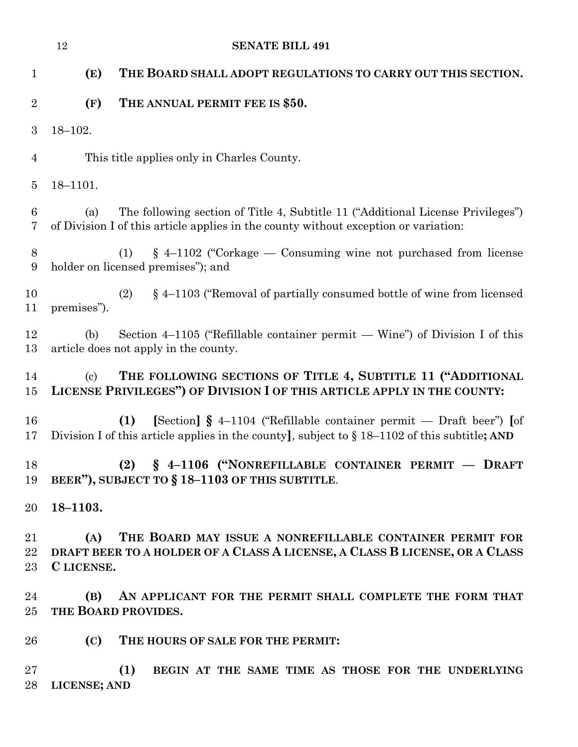**(E) THE BOARD SHALL ADOPT REGULATIONS TO CARRY OUT THIS SECTION.**

**(F) THE ANNUAL PERMIT FEE IS $50.**

18–102.

This title applies only in Charles County.

18–1101.

(a) The following section of Title 4, Subtitle 11 ("Additional License Privileges") of Division I of this article applies in the county without exception or variation:

(1) § 4–1102 ("Corkage — Consuming wine not purchased from license holder on licensed premises"); and

(2) § 4–1103 ("Removal of partially consumed bottle of wine from licensed premises").

(b) Section 4–1105 ("Refillable container permit — Wine") of Division I of this article does not apply in the county.

(c) **THE FOLLOWING SECTIONS OF TITLE 4, SUBTITLE 11 ("ADDITIONAL LICENSE PRIVILEGES") OF DIVISION I OF THIS ARTICLE APPLY IN THE COUNTY:**

**(1)** **[**Section**]** **§** 4–1104 ("Refillable container permit — Draft beer") **[**of Division I of this article applies in the county**]**, subject to § 18–1102 of this subtitle**; AND**

**(2) § 4–1106 ("NONREFILLABLE CONTAINER PERMIT — DRAFT BEER"), SUBJECT TO § 18–1103 OF THIS SUBTITLE**.

**18–1103.**

**(A) THE BOARD MAY ISSUE A NONREFILLABLE CONTAINER PERMIT FOR DRAFT BEER TO A HOLDER OF A CLASS A LICENSE, A CLASS B LICENSE, OR A CLASS C LICENSE.**

**(B) AN APPLICANT FOR THE PERMIT SHALL COMPLETE THE FORM THAT THE BOARD PROVIDES.**

**(C) THE HOURS OF SALE FOR THE PERMIT:**

**(1) BEGIN AT THE SAME TIME AS THOSE FOR THE UNDERLYING LICENSE; AND**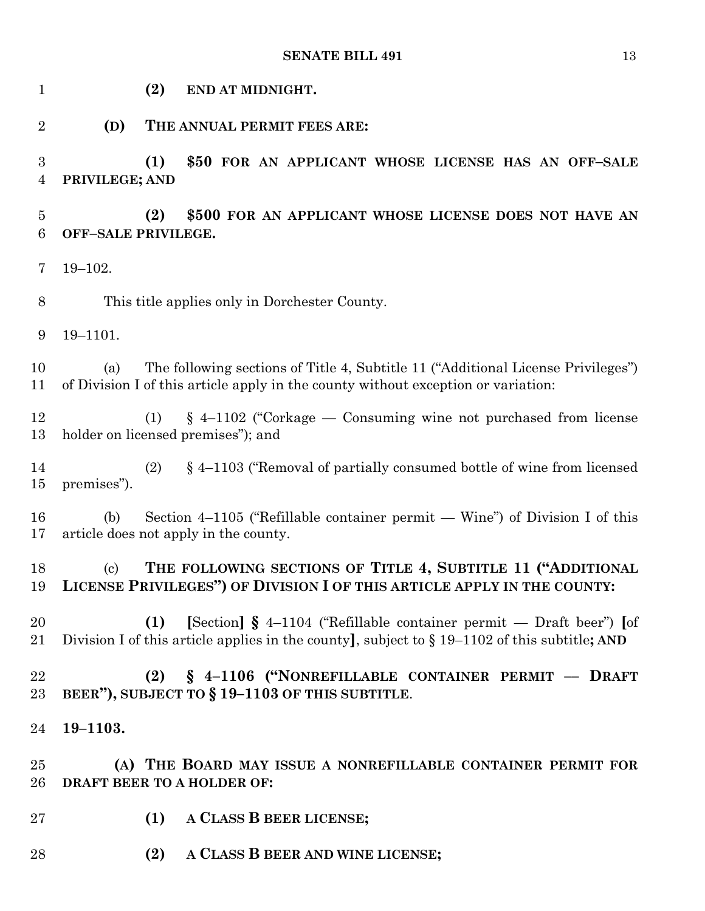**(2) END AT MIDNIGHT.**

**(D) THE ANNUAL PERMIT FEES ARE:**

**(1) $50 FOR AN APPLICANT WHOSE LICENSE HAS AN OFF–SALE PRIVILEGE; AND**

**(2) $500 FOR AN APPLICANT WHOSE LICENSE DOES NOT HAVE AN OFF–SALE PRIVILEGE.**

19–102.

This title applies only in Dorchester County.

19–1101.

(a) The following sections of Title 4, Subtitle 11 ("Additional License Privileges") of Division I of this article apply in the county without exception or variation:

(1) § 4–1102 ("Corkage — Consuming wine not purchased from license holder on licensed premises"); and

(2) § 4–1103 ("Removal of partially consumed bottle of wine from licensed premises").

(b) Section 4–1105 ("Refillable container permit — Wine") of Division I of this article does not apply in the county.

(c) **THE FOLLOWING SECTIONS OF TITLE 4, SUBTITLE 11 ("ADDITIONAL LICENSE PRIVILEGES") OF DIVISION I OF THIS ARTICLE APPLY IN THE COUNTY:**

**(1)** **[**Section**]** **§** 4–1104 ("Refillable container permit — Draft beer") **[**of Division I of this article applies in the county**]**, subject to § 19–1102 of this subtitle**; AND**

**(2) § 4–1106 ("NONREFILLABLE CONTAINER PERMIT — DRAFT BEER"), SUBJECT TO § 19–1103 OF THIS SUBTITLE**.

**19–1103.**

**(A) THE BOARD MAY ISSUE A NONREFILLABLE CONTAINER PERMIT FOR DRAFT BEER TO A HOLDER OF:**

**(1) A CLASS B BEER LICENSE;**

**(2) A CLASS B BEER AND WINE LICENSE;**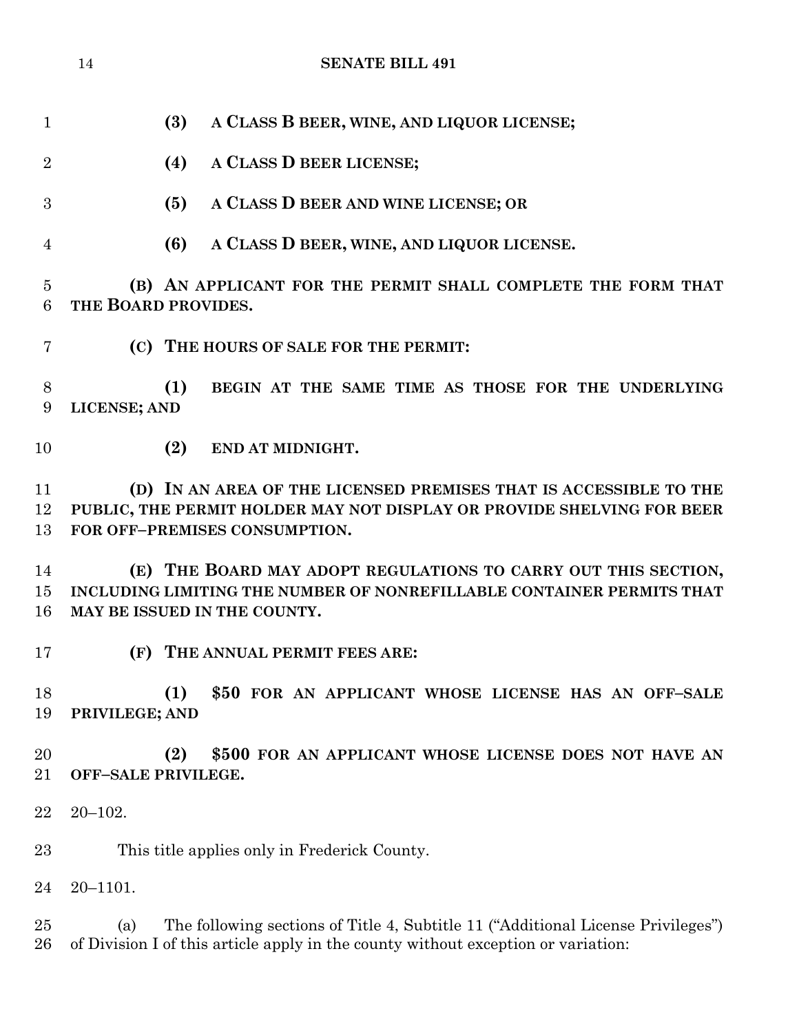**(3) A CLASS B BEER, WINE, AND LIQUOR LICENSE;**

**(4) A CLASS D BEER LICENSE;**

**(5) A CLASS D BEER AND WINE LICENSE; OR**

**(6) A CLASS D BEER, WINE, AND LIQUOR LICENSE.**

**(B) AN APPLICANT FOR THE PERMIT SHALL COMPLETE THE FORM THAT THE BOARD PROVIDES.**

**(C) THE HOURS OF SALE FOR THE PERMIT:**

**(1) BEGIN AT THE SAME TIME AS THOSE FOR THE UNDERLYING LICENSE; AND**

**(2) END AT MIDNIGHT.**

**(D) IN AN AREA OF THE LICENSED PREMISES THAT IS ACCESSIBLE TO THE PUBLIC, THE PERMIT HOLDER MAY NOT DISPLAY OR PROVIDE SHELVING FOR BEER FOR OFF–PREMISES CONSUMPTION.**

**(E) THE BOARD MAY ADOPT REGULATIONS TO CARRY OUT THIS SECTION, INCLUDING LIMITING THE NUMBER OF NONREFILLABLE CONTAINER PERMITS THAT MAY BE ISSUED IN THE COUNTY.**

**(F) THE ANNUAL PERMIT FEES ARE:**

**(1) $50 FOR AN APPLICANT WHOSE LICENSE HAS AN OFF–SALE PRIVILEGE; AND**

**(2) $500 FOR AN APPLICANT WHOSE LICENSE DOES NOT HAVE AN OFF–SALE PRIVILEGE.**

20–102.

This title applies only in Frederick County.

20–1101.

(a) The following sections of Title 4, Subtitle 11 ("Additional License Privileges") of Division I of this article apply in the county without exception or variation: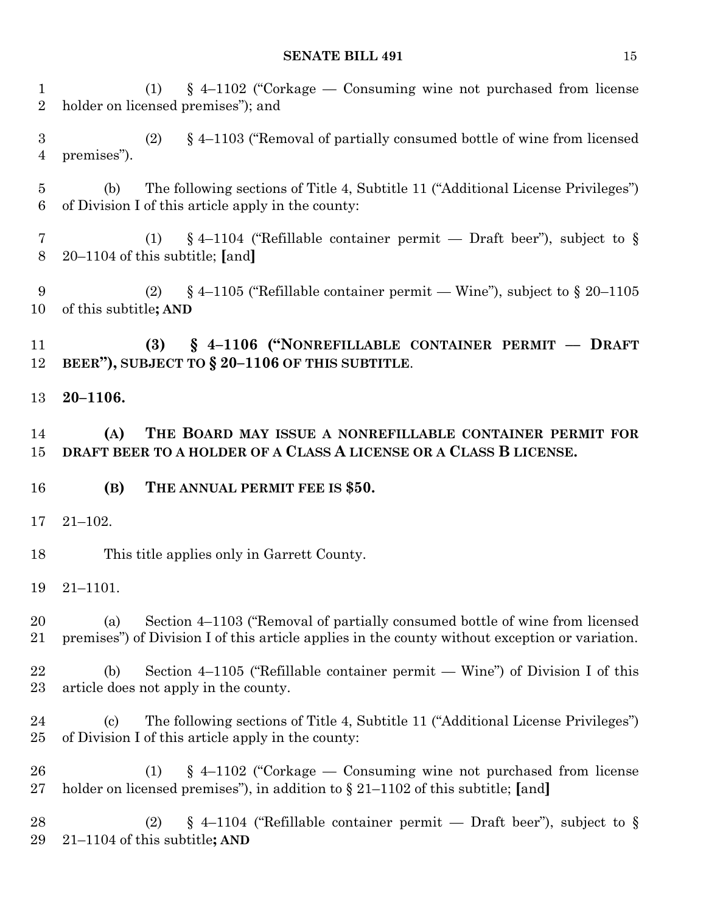(1) § 4–1102 ("Corkage — Consuming wine not purchased from license holder on licensed premises"); and

(2) § 4–1103 ("Removal of partially consumed bottle of wine from licensed premises").

(b) The following sections of Title 4, Subtitle 11 ("Additional License Privileges") of Division I of this article apply in the county:

(1) § 4–1104 ("Refillable container permit — Draft beer"), subject to § 20–1104 of this subtitle; [and]

(2) § 4–1105 ("Refillable container permit — Wine"), subject to § 20–1105 of this subtitle**; AND**

**(3) § 4–1106 ("NONREFILLABLE CONTAINER PERMIT — DRAFT BEER"), SUBJECT TO § 20–1106 OF THIS SUBTITLE**.

**20–1106.**

**(A) THE BOARD MAY ISSUE A NONREFILLABLE CONTAINER PERMIT FOR DRAFT BEER TO A HOLDER OF A CLASS A LICENSE OR A CLASS B LICENSE.**

**(B) THE ANNUAL PERMIT FEE IS $50.**

21–102.

This title applies only in Garrett County.

21–1101.

(a) Section 4–1103 ("Removal of partially consumed bottle of wine from licensed premises") of Division I of this article applies in the county without exception or variation.

(b) Section 4–1105 ("Refillable container permit — Wine") of Division I of this article does not apply in the county.

(c) The following sections of Title 4, Subtitle 11 ("Additional License Privileges") of Division I of this article apply in the county:

(1) § 4–1102 ("Corkage — Consuming wine not purchased from license holder on licensed premises"), in addition to § 21–1102 of this subtitle; [and]

(2) § 4–1104 ("Refillable container permit — Draft beer"), subject to § 21–1104 of this subtitle**; AND**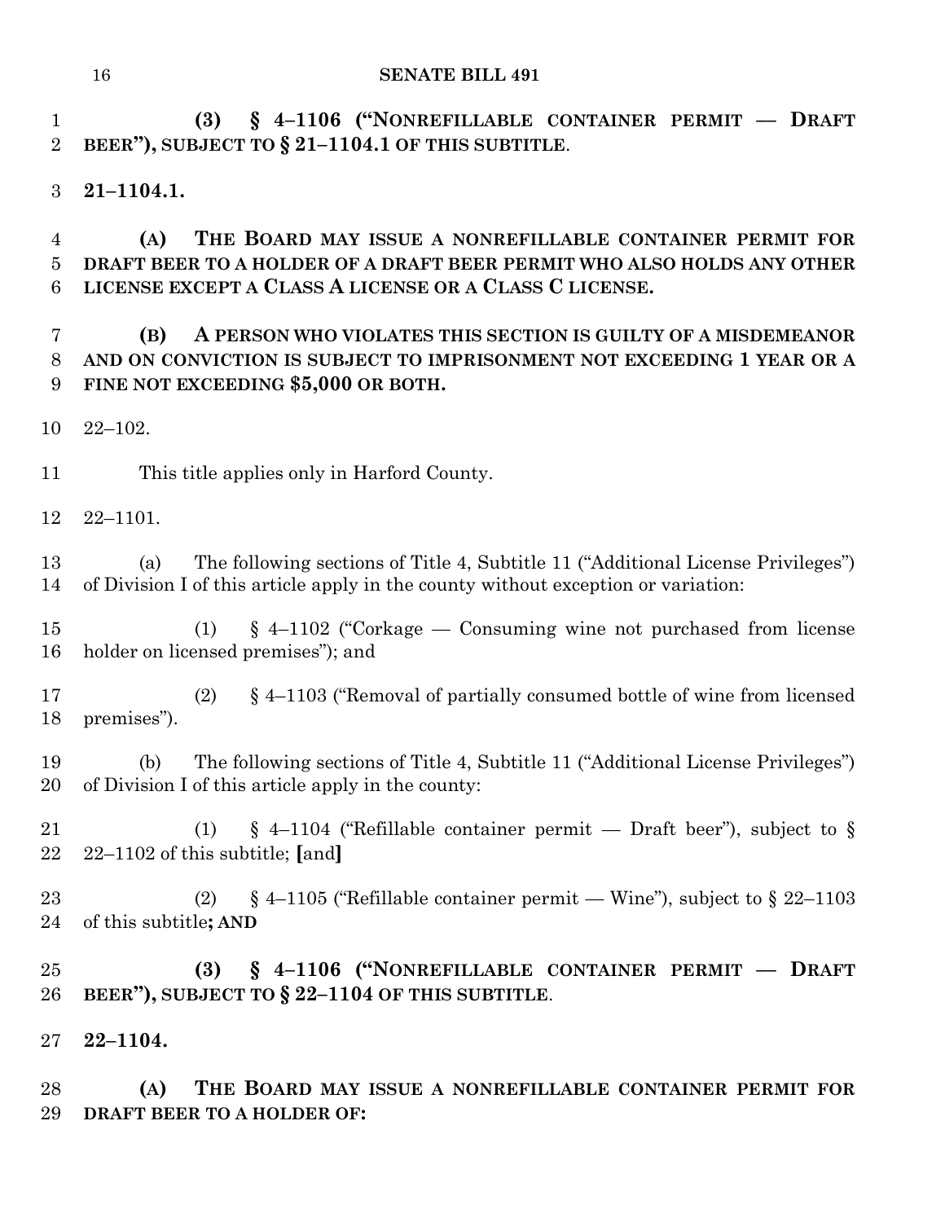**(3) § 4–1106 ("NONREFILLABLE CONTAINER PERMIT — DRAFT BEER"), SUBJECT TO § 21–1104.1 OF THIS SUBTITLE**.

**21–1104.1.**

**(A) THE BOARD MAY ISSUE A NONREFILLABLE CONTAINER PERMIT FOR DRAFT BEER TO A HOLDER OF A DRAFT BEER PERMIT WHO ALSO HOLDS ANY OTHER LICENSE EXCEPT A CLASS A LICENSE OR A CLASS C LICENSE.**

**(B) A PERSON WHO VIOLATES THIS SECTION IS GUILTY OF A MISDEMEANOR AND ON CONVICTION IS SUBJECT TO IMPRISONMENT NOT EXCEEDING 1 YEAR OR A FINE NOT EXCEEDING $5,000 OR BOTH.**

22–102.

This title applies only in Harford County.

22–1101.

(a) The following sections of Title 4, Subtitle 11 ("Additional License Privileges") of Division I of this article apply in the county without exception or variation:

(1) § 4–1102 ("Corkage — Consuming wine not purchased from license holder on licensed premises"); and

(2) § 4–1103 ("Removal of partially consumed bottle of wine from licensed premises").

(b) The following sections of Title 4, Subtitle 11 ("Additional License Privileges") of Division I of this article apply in the county:

(1) § 4–1104 ("Refillable container permit — Draft beer"), subject to § 22–1102 of this subtitle; **[**and**]**

(2) § 4–1105 ("Refillable container permit — Wine"), subject to § 22–1103 of this subtitle**; AND**

**(3) § 4–1106 ("NONREFILLABLE CONTAINER PERMIT — DRAFT BEER"), SUBJECT TO § 22–1104 OF THIS SUBTITLE**.

**22–1104.**

**(A) THE BOARD MAY ISSUE A NONREFILLABLE CONTAINER PERMIT FOR DRAFT BEER TO A HOLDER OF:**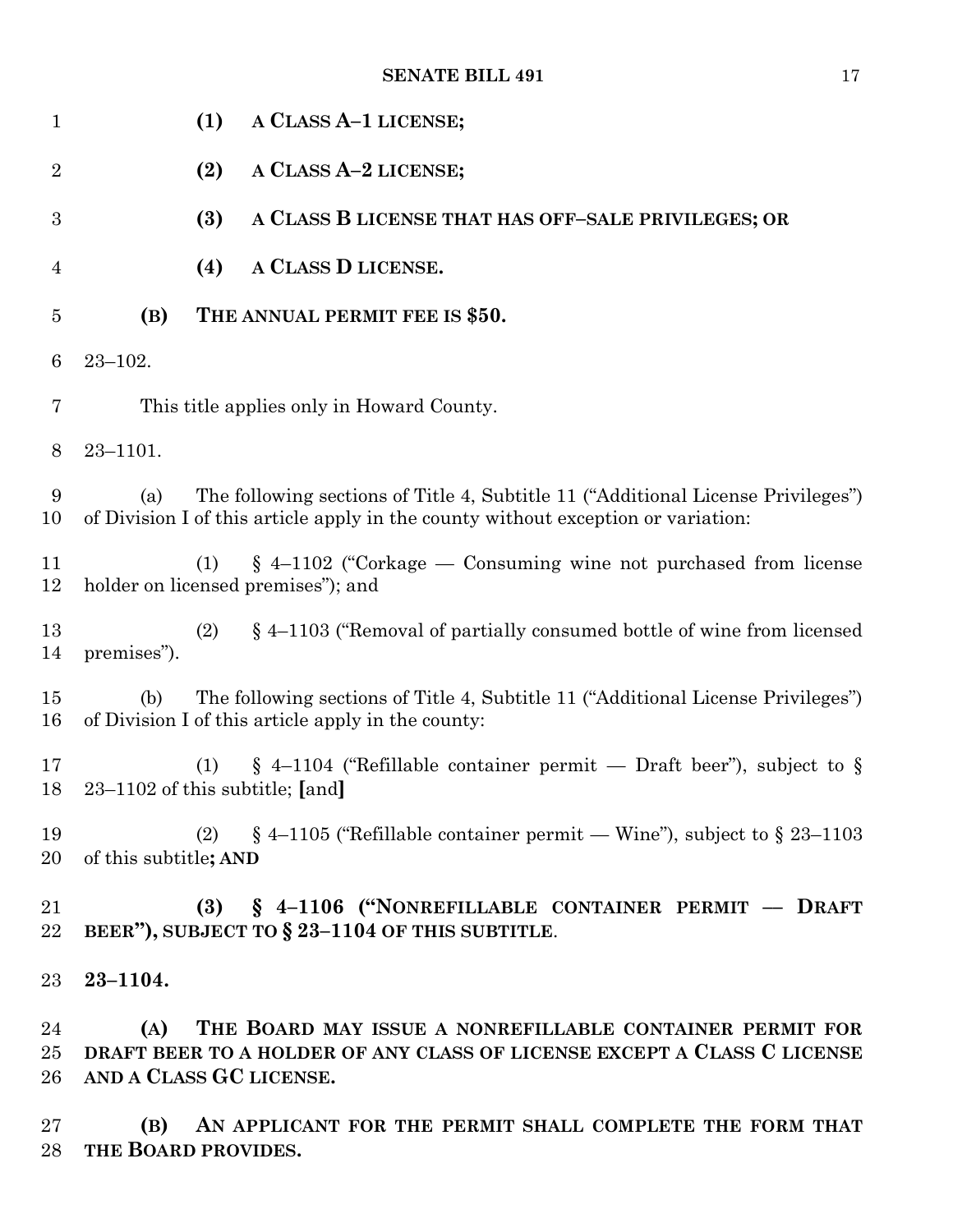**(1) A CLASS A–1 LICENSE;**

**(2) A CLASS A–2 LICENSE;**

**(3) A CLASS B LICENSE THAT HAS OFF–SALE PRIVILEGES; OR**

**(4) A CLASS D LICENSE.**

**(B) THE ANNUAL PERMIT FEE IS $50.**

23–102.

This title applies only in Howard County.

23–1101.

(a) The following sections of Title 4, Subtitle 11 ("Additional License Privileges") of Division I of this article apply in the county without exception or variation:

(1) § 4–1102 ("Corkage — Consuming wine not purchased from license holder on licensed premises"); and

(2) § 4–1103 ("Removal of partially consumed bottle of wine from licensed premises").

(b) The following sections of Title 4, Subtitle 11 ("Additional License Privileges") of Division I of this article apply in the county:

(1) § 4–1104 ("Refillable container permit — Draft beer"), subject to § 23–1102 of this subtitle; **[**and**]**

(2) § 4–1105 ("Refillable container permit — Wine"), subject to § 23–1103 of this subtitle**; AND**

**(3) § 4–1106 ("NONREFILLABLE CONTAINER PERMIT — DRAFT BEER"), SUBJECT TO § 23–1104 OF THIS SUBTITLE**.

**23–1104.**

**(A) THE BOARD MAY ISSUE A NONREFILLABLE CONTAINER PERMIT FOR DRAFT BEER TO A HOLDER OF ANY CLASS OF LICENSE EXCEPT A CLASS C LICENSE AND A CLASS GC LICENSE.**

**(B) AN APPLICANT FOR THE PERMIT SHALL COMPLETE THE FORM THAT THE BOARD PROVIDES.**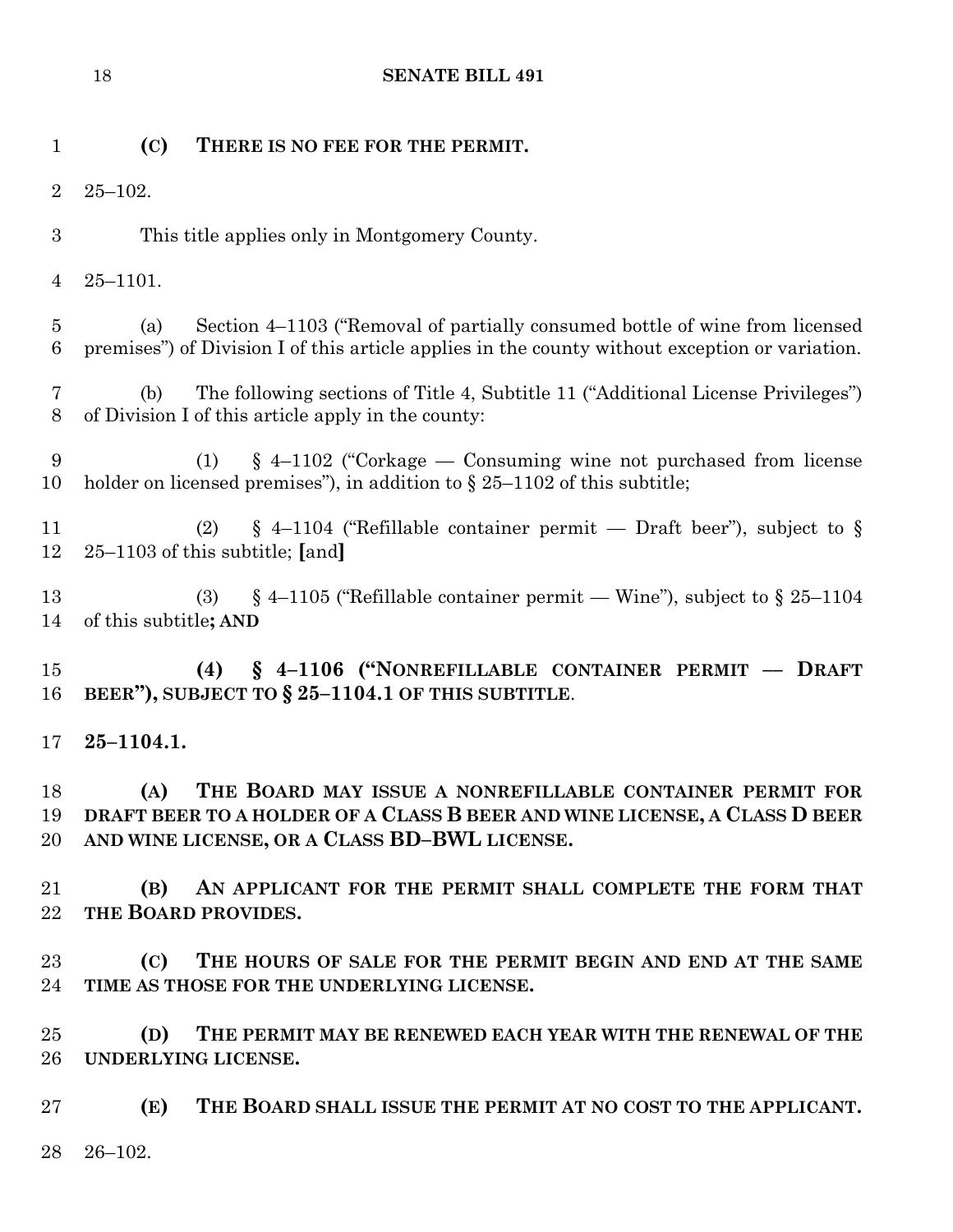**(C) THERE IS NO FEE FOR THE PERMIT.**

25–102.

This title applies only in Montgomery County.

25–1101.

(a) Section 4–1103 ("Removal of partially consumed bottle of wine from licensed premises") of Division I of this article applies in the county without exception or variation.

(b) The following sections of Title 4, Subtitle 11 ("Additional License Privileges") of Division I of this article apply in the county:

(1) § 4–1102 ("Corkage — Consuming wine not purchased from license holder on licensed premises"), in addition to § 25–1102 of this subtitle;

(2) § 4–1104 ("Refillable container permit — Draft beer"), subject to § 25–1103 of this subtitle; **[**and**]**

(3) § 4–1105 ("Refillable container permit — Wine"), subject to § 25–1104 of this subtitle**; AND**

**(4) § 4–1106 ("NONREFILLABLE CONTAINER PERMIT — DRAFT BEER"), SUBJECT TO § 25–1104.1 OF THIS SUBTITLE**.

**25–1104.1.**

**(A) THE BOARD MAY ISSUE A NONREFILLABLE CONTAINER PERMIT FOR DRAFT BEER TO A HOLDER OF A CLASS B BEER AND WINE LICENSE, A CLASS D BEER AND WINE LICENSE, OR A CLASS BD–BWL LICENSE.**

**(B) AN APPLICANT FOR THE PERMIT SHALL COMPLETE THE FORM THAT THE BOARD PROVIDES.**

**(C) THE HOURS OF SALE FOR THE PERMIT BEGIN AND END AT THE SAME TIME AS THOSE FOR THE UNDERLYING LICENSE.**

**(D) THE PERMIT MAY BE RENEWED EACH YEAR WITH THE RENEWAL OF THE UNDERLYING LICENSE.**

**(E) THE BOARD SHALL ISSUE THE PERMIT AT NO COST TO THE APPLICANT.**

26–102.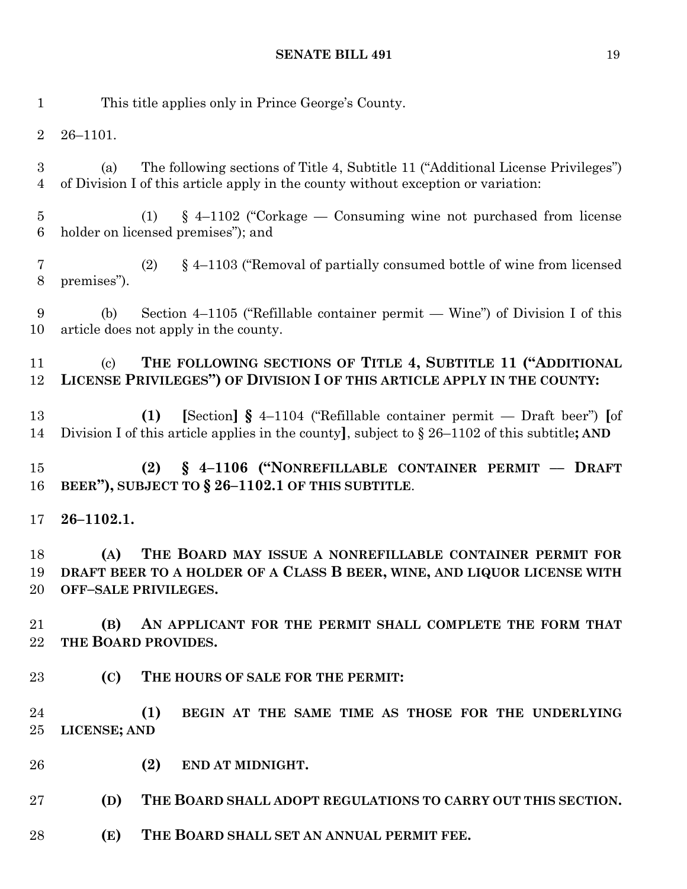This title applies only in Prince George's County.

26–1101.

(a) The following sections of Title 4, Subtitle 11 ("Additional License Privileges") of Division I of this article apply in the county without exception or variation:

(1) § 4–1102 ("Corkage — Consuming wine not purchased from license holder on licensed premises"); and

(2) § 4–1103 ("Removal of partially consumed bottle of wine from licensed premises").

(b) Section 4–1105 ("Refillable container permit — Wine") of Division I of this article does not apply in the county.

(c) **THE FOLLOWING SECTIONS OF TITLE 4, SUBTITLE 11 ("ADDITIONAL LICENSE PRIVILEGES") OF DIVISION I OF THIS ARTICLE APPLY IN THE COUNTY:**

**(1)** **[**Section**]** **§** 4–1104 ("Refillable container permit — Draft beer") **[**of Division I of this article applies in the county**]**, subject to § 26–1102 of this subtitle**; AND**

**(2) § 4–1106 ("NONREFILLABLE CONTAINER PERMIT — DRAFT BEER"), SUBJECT TO § 26–1102.1 OF THIS SUBTITLE**.

**26–1102.1.**

**(A) THE BOARD MAY ISSUE A NONREFILLABLE CONTAINER PERMIT FOR DRAFT BEER TO A HOLDER OF A CLASS B BEER, WINE, AND LIQUOR LICENSE WITH OFF–SALE PRIVILEGES.**

**(B) AN APPLICANT FOR THE PERMIT SHALL COMPLETE THE FORM THAT THE BOARD PROVIDES.**

**(C) THE HOURS OF SALE FOR THE PERMIT:**

**(1) BEGIN AT THE SAME TIME AS THOSE FOR THE UNDERLYING LICENSE; AND**

**(2) END AT MIDNIGHT.**

**(D) THE BOARD SHALL ADOPT REGULATIONS TO CARRY OUT THIS SECTION.**

**(E) THE BOARD SHALL SET AN ANNUAL PERMIT FEE.**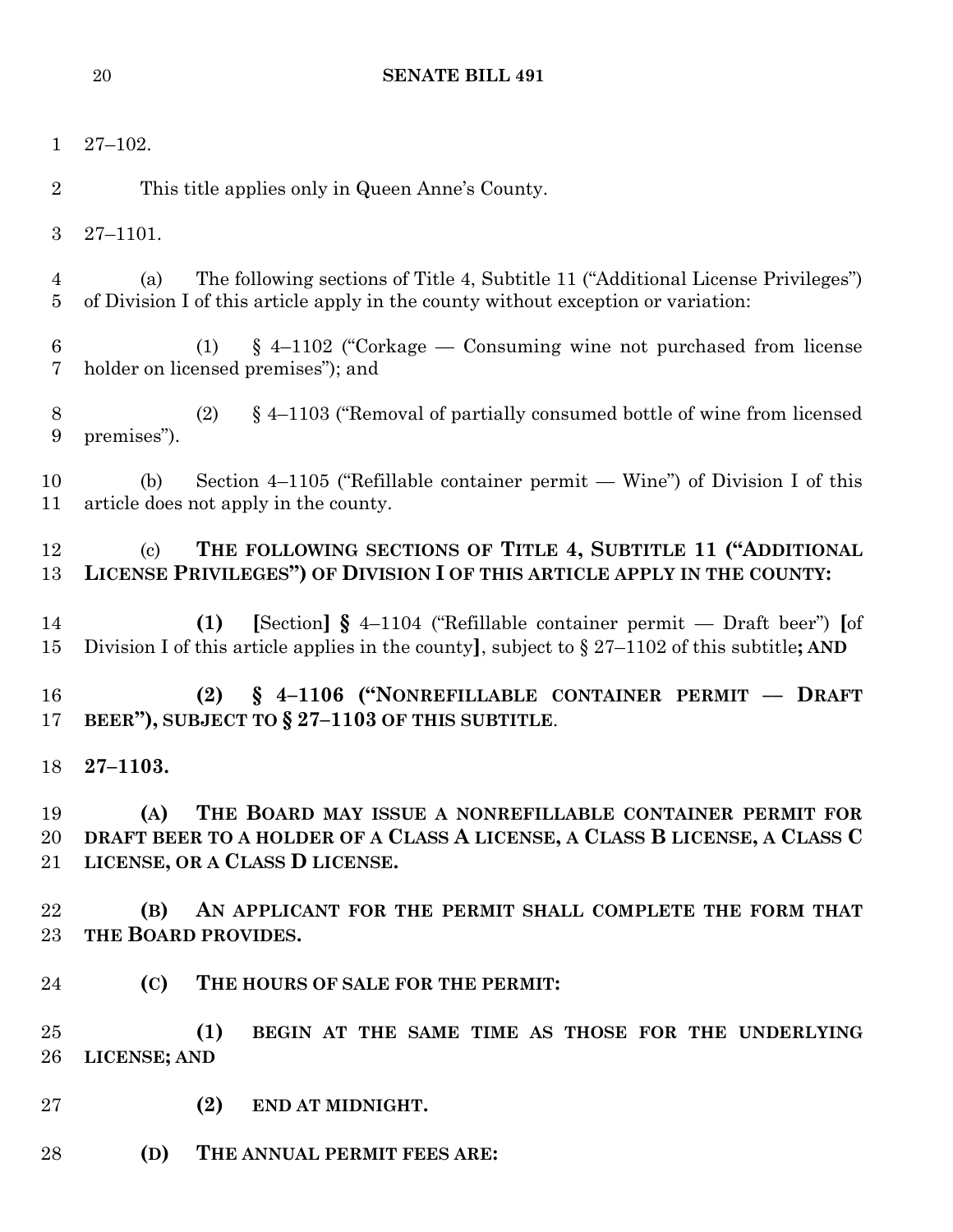27–102.

This title applies only in Queen Anne's County.

27–1101.

(a) The following sections of Title 4, Subtitle 11 ("Additional License Privileges") of Division I of this article apply in the county without exception or variation:

(1) § 4–1102 ("Corkage — Consuming wine not purchased from license holder on licensed premises"); and

(2) § 4–1103 ("Removal of partially consumed bottle of wine from licensed premises").

(b) Section 4–1105 ("Refillable container permit — Wine") of Division I of this article does not apply in the county.

(c) **THE FOLLOWING SECTIONS OF TITLE 4, SUBTITLE 11 ("ADDITIONAL LICENSE PRIVILEGES") OF DIVISION I OF THIS ARTICLE APPLY IN THE COUNTY:**

**(1)** **[**Section**]** **§** 4–1104 ("Refillable container permit — Draft beer") **[**of Division I of this article applies in the county**]**, subject to § 27–1102 of this subtitle**; AND**

**(2) § 4–1106 ("NONREFILLABLE CONTAINER PERMIT — DRAFT BEER"), SUBJECT TO § 27–1103 OF THIS SUBTITLE**.

**27–1103.**

**(A) THE BOARD MAY ISSUE A NONREFILLABLE CONTAINER PERMIT FOR DRAFT BEER TO A HOLDER OF A CLASS A LICENSE, A CLASS B LICENSE, A CLASS C LICENSE, OR A CLASS D LICENSE.**

**(B) AN APPLICANT FOR THE PERMIT SHALL COMPLETE THE FORM THAT THE BOARD PROVIDES.**

**(C) THE HOURS OF SALE FOR THE PERMIT:**

**(1) BEGIN AT THE SAME TIME AS THOSE FOR THE UNDERLYING LICENSE; AND**

**(2) END AT MIDNIGHT.**

**(D) THE ANNUAL PERMIT FEES ARE:**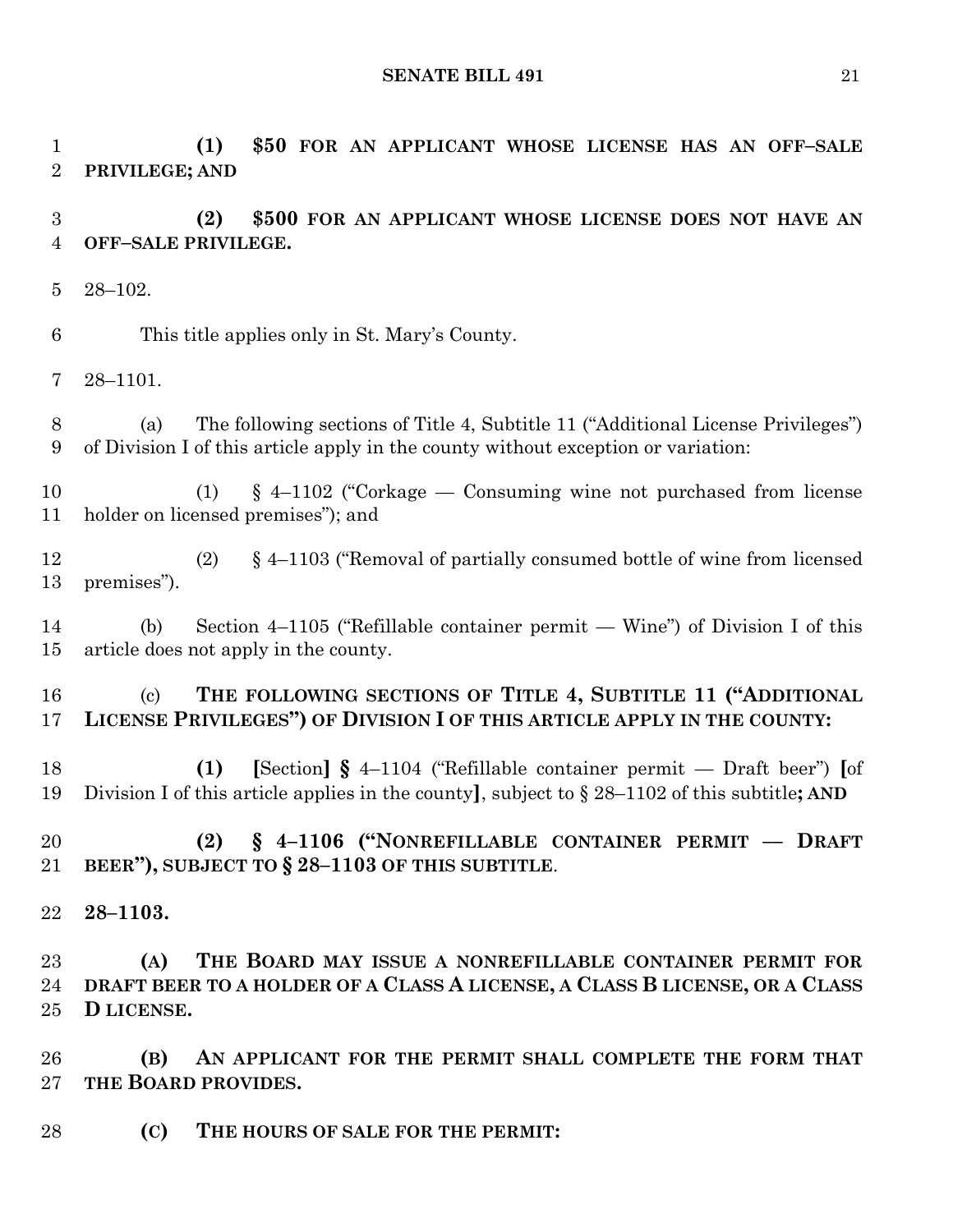**(1) $50 FOR AN APPLICANT WHOSE LICENSE HAS AN OFF–SALE PRIVILEGE; AND**

**(2) $500 FOR AN APPLICANT WHOSE LICENSE DOES NOT HAVE AN OFF–SALE PRIVILEGE.**

28–102.

This title applies only in St. Mary's County.

28–1101.

(a) The following sections of Title 4, Subtitle 11 ("Additional License Privileges") of Division I of this article apply in the county without exception or variation:

(1) § 4–1102 ("Corkage — Consuming wine not purchased from license holder on licensed premises"); and

(2) § 4–1103 ("Removal of partially consumed bottle of wine from licensed premises").

(b) Section 4–1105 ("Refillable container permit — Wine") of Division I of this article does not apply in the county.

(c) **THE FOLLOWING SECTIONS OF TITLE 4, SUBTITLE 11 ("ADDITIONAL LICENSE PRIVILEGES") OF DIVISION I OF THIS ARTICLE APPLY IN THE COUNTY:**

**(1)** **[**Section**]** **§** 4–1104 ("Refillable container permit — Draft beer") **[**of Division I of this article applies in the county**]**, subject to § 28–1102 of this subtitle**; AND**

**(2) § 4–1106 ("NONREFILLABLE CONTAINER PERMIT — DRAFT BEER"), SUBJECT TO § 28–1103 OF THIS SUBTITLE**.

**28–1103.**

**(A) THE BOARD MAY ISSUE A NONREFILLABLE CONTAINER PERMIT FOR DRAFT BEER TO A HOLDER OF A CLASS A LICENSE, A CLASS B LICENSE, OR A CLASS D LICENSE.**

**(B) AN APPLICANT FOR THE PERMIT SHALL COMPLETE THE FORM THAT THE BOARD PROVIDES.**

**(C) THE HOURS OF SALE FOR THE PERMIT:**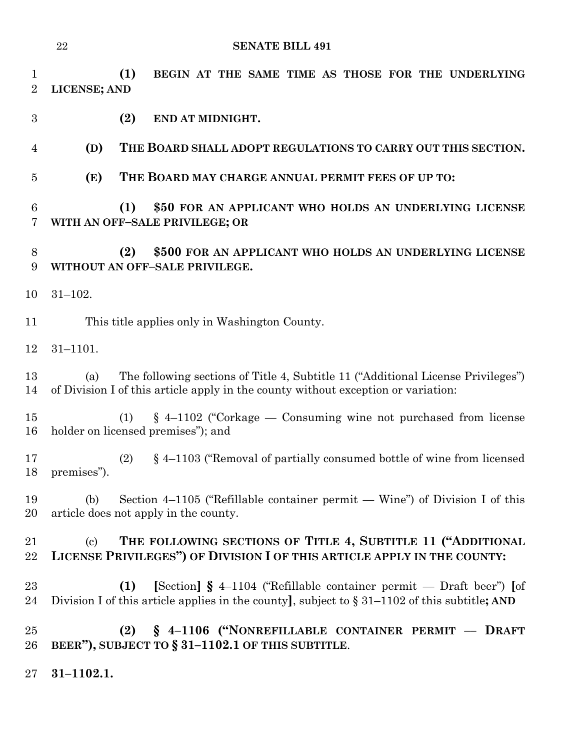**(1) BEGIN AT THE SAME TIME AS THOSE FOR THE UNDERLYING LICENSE; AND**

**(2) END AT MIDNIGHT.**

**(D) THE BOARD SHALL ADOPT REGULATIONS TO CARRY OUT THIS SECTION.**

**(E) THE BOARD MAY CHARGE ANNUAL PERMIT FEES OF UP TO:**

**(1) $50 FOR AN APPLICANT WHO HOLDS AN UNDERLYING LICENSE WITH AN OFF–SALE PRIVILEGE; OR**

**(2) $500 FOR AN APPLICANT WHO HOLDS AN UNDERLYING LICENSE WITHOUT AN OFF–SALE PRIVILEGE.**

31–102.

This title applies only in Washington County.

31–1101.

(a) The following sections of Title 4, Subtitle 11 ("Additional License Privileges") of Division I of this article apply in the county without exception or variation:

(1) § 4–1102 ("Corkage — Consuming wine not purchased from license holder on licensed premises"); and

(2) § 4–1103 ("Removal of partially consumed bottle of wine from licensed premises").

(b) Section 4–1105 ("Refillable container permit — Wine") of Division I of this article does not apply in the county.

(c) **THE FOLLOWING SECTIONS OF TITLE 4, SUBTITLE 11 ("ADDITIONAL LICENSE PRIVILEGES") OF DIVISION I OF THIS ARTICLE APPLY IN THE COUNTY:**

**(1)** **[**Section**] §** 4–1104 ("Refillable container permit — Draft beer") **[**of Division I of this article applies in the county**]**, subject to § 31–1102 of this subtitle**; AND**

**(2) § 4–1106 ("NONREFILLABLE CONTAINER PERMIT — DRAFT BEER"), SUBJECT TO § 31–1102.1 OF THIS SUBTITLE**.

**31–1102.1.**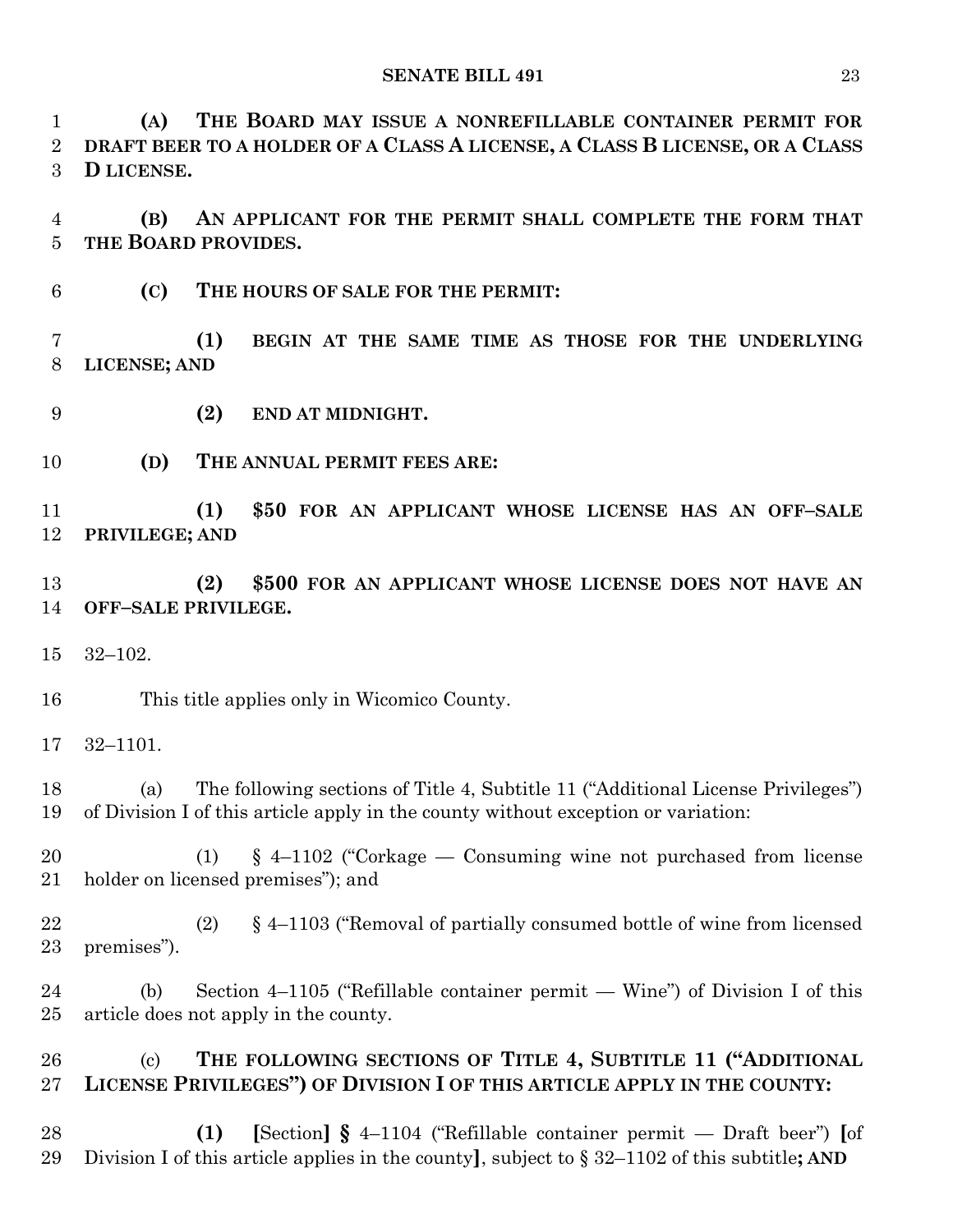**(A) THE BOARD MAY ISSUE A NONREFILLABLE CONTAINER PERMIT FOR DRAFT BEER TO A HOLDER OF A CLASS A LICENSE, A CLASS B LICENSE, OR A CLASS D LICENSE.**

**(B) AN APPLICANT FOR THE PERMIT SHALL COMPLETE THE FORM THAT THE BOARD PROVIDES.**

**(C) THE HOURS OF SALE FOR THE PERMIT:**

**(1) BEGIN AT THE SAME TIME AS THOSE FOR THE UNDERLYING LICENSE; AND**

**(2) END AT MIDNIGHT.**

**(D) THE ANNUAL PERMIT FEES ARE:**

**(1) $50 FOR AN APPLICANT WHOSE LICENSE HAS AN OFF–SALE PRIVILEGE; AND**

**(2) $500 FOR AN APPLICANT WHOSE LICENSE DOES NOT HAVE AN OFF–SALE PRIVILEGE.**

32–102.

This title applies only in Wicomico County.

32–1101.

(a) The following sections of Title 4, Subtitle 11 ("Additional License Privileges") of Division I of this article apply in the county without exception or variation:

(1) § 4–1102 ("Corkage — Consuming wine not purchased from license holder on licensed premises"); and

(2) § 4–1103 ("Removal of partially consumed bottle of wine from licensed premises").

(b) Section 4–1105 ("Refillable container permit — Wine") of Division I of this article does not apply in the county.

(c) **THE FOLLOWING SECTIONS OF TITLE 4, SUBTITLE 11 ("ADDITIONAL LICENSE PRIVILEGES") OF DIVISION I OF THIS ARTICLE APPLY IN THE COUNTY:**

**(1)** **[**Section**]** **§** 4–1104 ("Refillable container permit — Draft beer") **[**of Division I of this article applies in the county**]**, subject to § 32–1102 of this subtitle**; AND**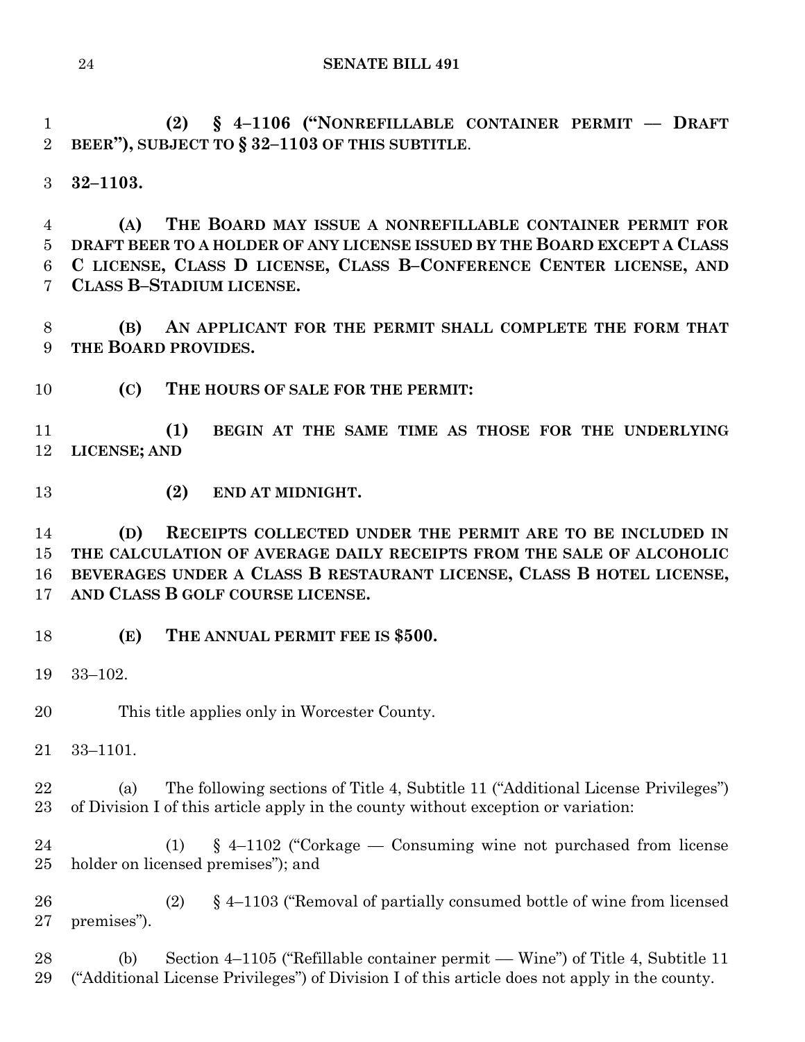**(2) § 4–1106 ("NONREFILLABLE CONTAINER PERMIT — DRAFT BEER"), SUBJECT TO § 32–1103 OF THIS SUBTITLE**.

**32–1103.**

**(A) THE BOARD MAY ISSUE A NONREFILLABLE CONTAINER PERMIT FOR DRAFT BEER TO A HOLDER OF ANY LICENSE ISSUED BY THE BOARD EXCEPT A CLASS C LICENSE, CLASS D LICENSE, CLASS B–CONFERENCE CENTER LICENSE, AND CLASS B–STADIUM LICENSE.**

**(B) AN APPLICANT FOR THE PERMIT SHALL COMPLETE THE FORM THAT THE BOARD PROVIDES.**

**(C) THE HOURS OF SALE FOR THE PERMIT:**

**(1) BEGIN AT THE SAME TIME AS THOSE FOR THE UNDERLYING LICENSE; AND**

**(2) END AT MIDNIGHT.**

**(D) RECEIPTS COLLECTED UNDER THE PERMIT ARE TO BE INCLUDED IN THE CALCULATION OF AVERAGE DAILY RECEIPTS FROM THE SALE OF ALCOHOLIC BEVERAGES UNDER A CLASS B RESTAURANT LICENSE, CLASS B HOTEL LICENSE, AND CLASS B GOLF COURSE LICENSE.**

**(E) THE ANNUAL PERMIT FEE IS $500.**

33–102.

This title applies only in Worcester County.

33–1101.

(a) The following sections of Title 4, Subtitle 11 ("Additional License Privileges") of Division I of this article apply in the county without exception or variation:

(1) § 4–1102 ("Corkage — Consuming wine not purchased from license holder on licensed premises"); and

(2) § 4–1103 ("Removal of partially consumed bottle of wine from licensed premises").

(b) Section 4–1105 ("Refillable container permit — Wine") of Title 4, Subtitle 11 ("Additional License Privileges") of Division I of this article does not apply in the county.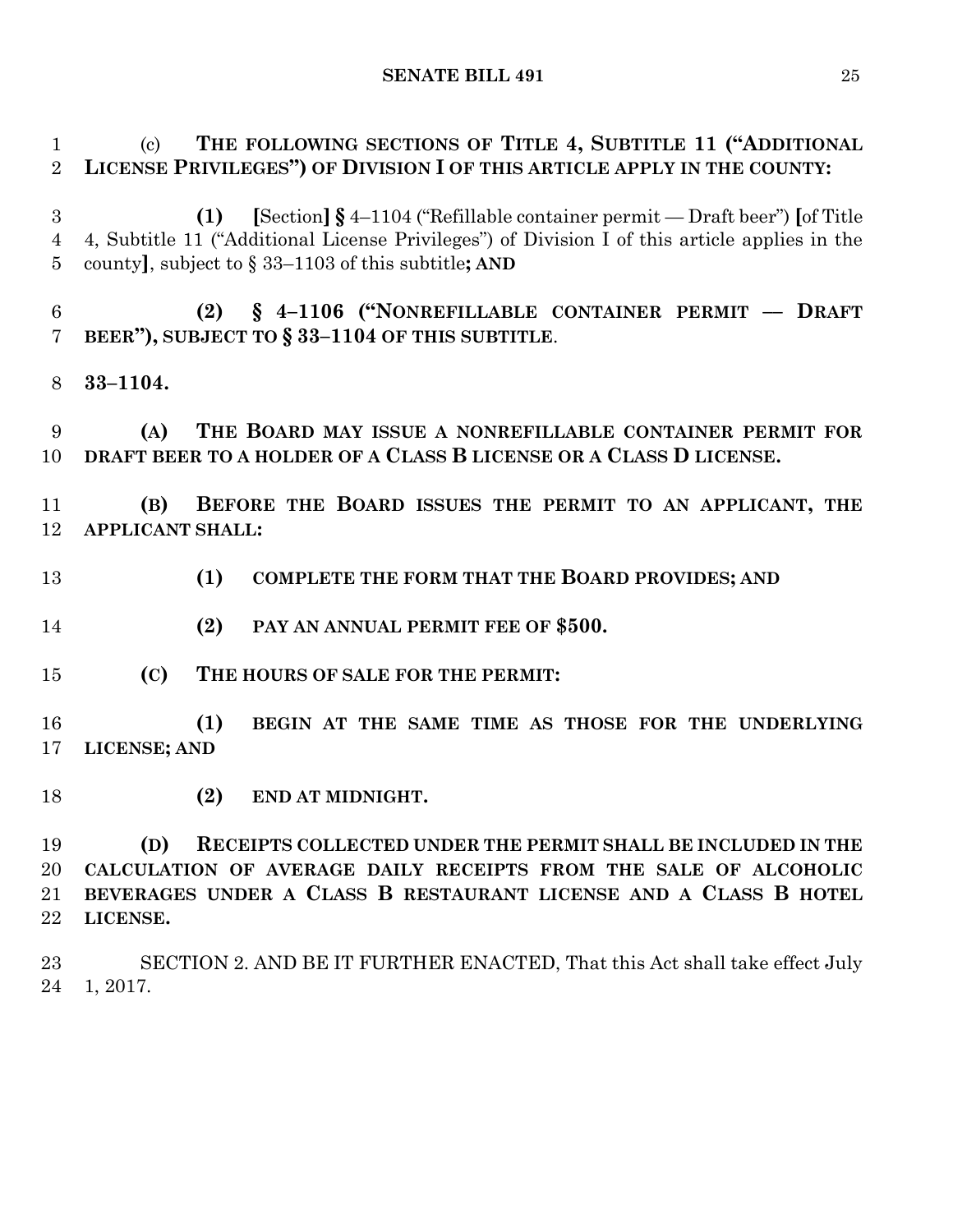(c) **THE FOLLOWING SECTIONS OF TITLE 4, SUBTITLE 11 ("ADDITIONAL LICENSE PRIVILEGES") OF DIVISION I OF THIS ARTICLE APPLY IN THE COUNTY:**

**(1)** [Section] **§** 4–1104 ("Refillable container permit — Draft beer") [of Title 4, Subtitle 11 ("Additional License Privileges") of Division I of this article applies in the county], subject to § 33–1103 of this subtitle**; AND**

**(2) § 4–1106 ("NONREFILLABLE CONTAINER PERMIT — DRAFT BEER"), SUBJECT TO § 33–1104 OF THIS SUBTITLE**.

**33–1104.**

**(A) THE BOARD MAY ISSUE A NONREFILLABLE CONTAINER PERMIT FOR DRAFT BEER TO A HOLDER OF A CLASS B LICENSE OR A CLASS D LICENSE.**

**(B) BEFORE THE BOARD ISSUES THE PERMIT TO AN APPLICANT, THE APPLICANT SHALL:**

**(1) COMPLETE THE FORM THAT THE BOARD PROVIDES; AND**

**(2) PAY AN ANNUAL PERMIT FEE OF $500.**

**(C) THE HOURS OF SALE FOR THE PERMIT:**

**(1) BEGIN AT THE SAME TIME AS THOSE FOR THE UNDERLYING LICENSE; AND**

**(2) END AT MIDNIGHT.**

**(D) RECEIPTS COLLECTED UNDER THE PERMIT SHALL BE INCLUDED IN THE CALCULATION OF AVERAGE DAILY RECEIPTS FROM THE SALE OF ALCOHOLIC BEVERAGES UNDER A CLASS B RESTAURANT LICENSE AND A CLASS B HOTEL LICENSE.**

SECTION 2. AND BE IT FURTHER ENACTED, That this Act shall take effect July 1, 2017.